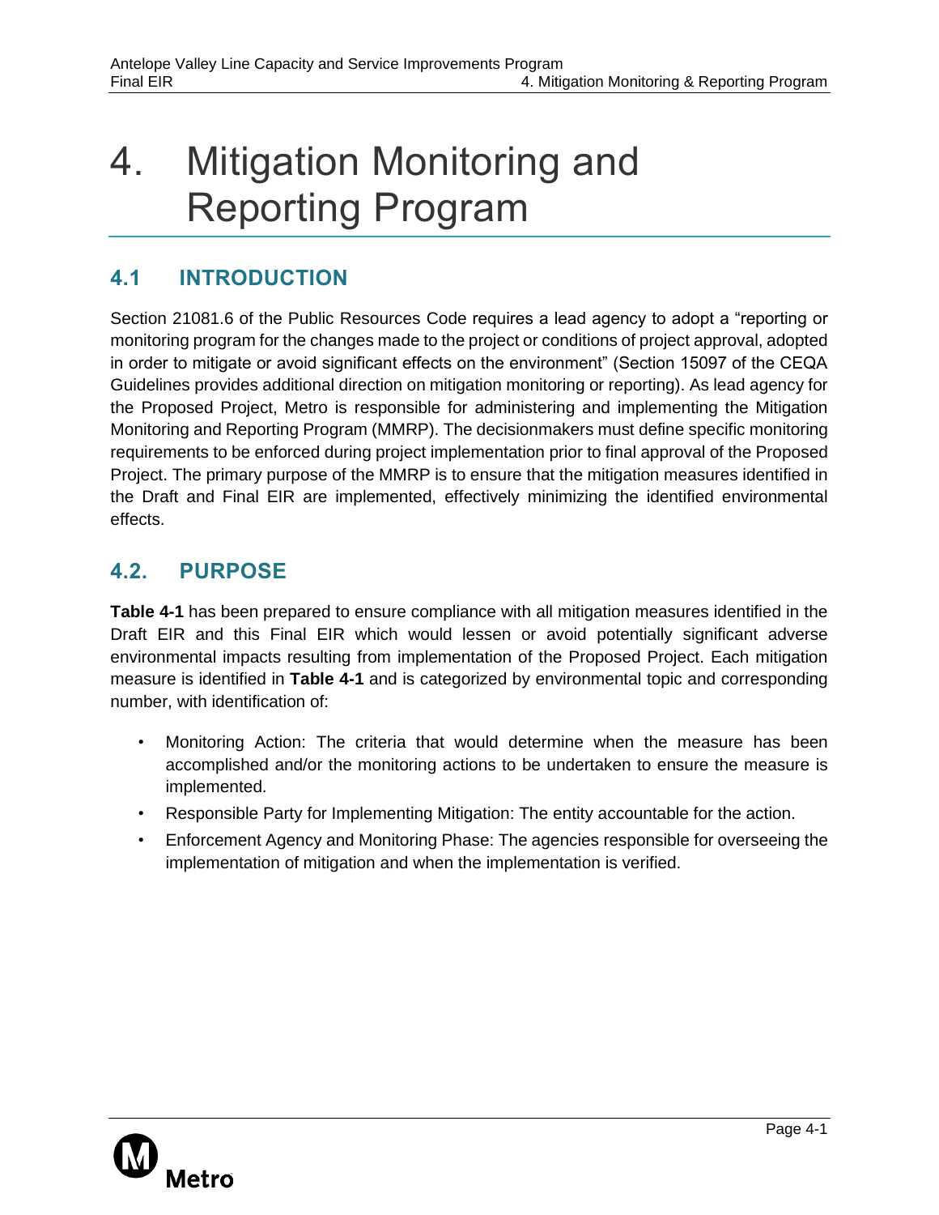# 4. Mitigation Monitoring and Reporting Program

## 4.1 INTRODUCTION

Section 21081.6 of the Public Resources Code requires a lead agency to adopt a "reporting or monitoring program for the changes made to the project or conditions of project approval, adopted in order to mitigate or avoid significant effects on the environment" (Section 15097 of the CEQA Guidelines provides additional direction on mitigation monitoring or reporting). As lead agency for the Proposed Project, Metro is responsible for administering and implementing the Mitigation Monitoring and Reporting Program (MMRP). The decisionmakers must define specific monitoring requirements to be enforced during project implementation prior to final approval of the Proposed Project. The primary purpose of the MMRP is to ensure that the mitigation measures identified in the Draft and Final EIR are implemented, effectively minimizing the identified environmental effects.

## 4.2. PURPOSE

**Table 4-1** has been prepared to ensure compliance with all mitigation measures identified in the Draft EIR and this Final EIR which would lessen or avoid potentially significant adverse environmental impacts resulting from implementation of the Proposed Project. Each mitigation measure is identified in **Table 4-1** and is categorized by environmental topic and corresponding number, with identification of:

- Monitoring Action: The criteria that would determine when the measure has been accomplished and/or the monitoring actions to be undertaken to ensure the measure is implemented.
- Responsible Party for Implementing Mitigation: The entity accountable for the action.
- Enforcement Agency and Monitoring Phase: The agencies responsible for overseeing the implementation of mitigation and when the implementation is verified.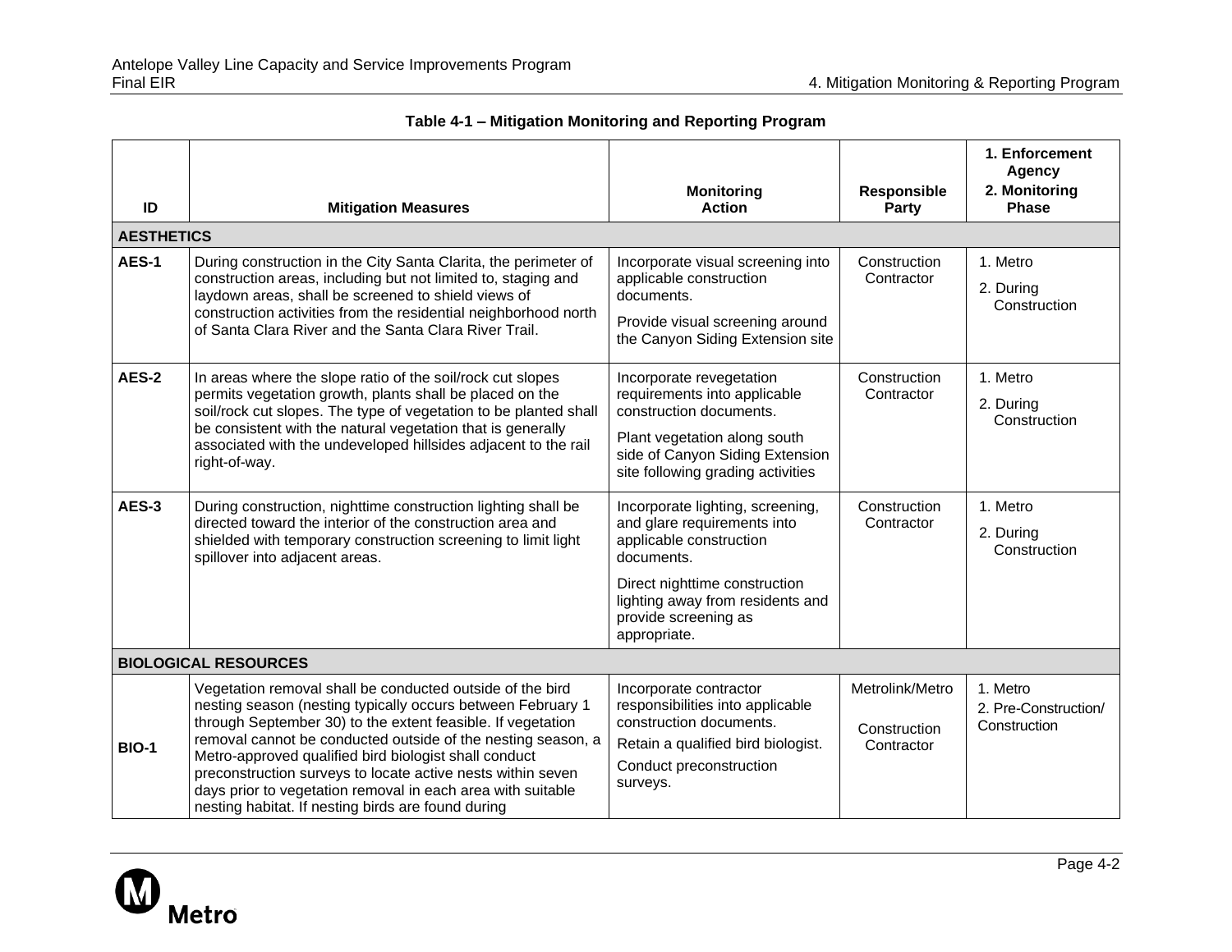**Table 4-1 – Mitigation Monitoring and Reporting Program**

| ID | Mitigation Measures | Monitoring Action | Responsible Party | 1. Enforcement Agency 2. Monitoring Phase |
|---|---|---|---|---|
| **AESTHETICS** | | | | |
| **AES-1** | During construction in the City Santa Clarita, the perimeter of construction areas, including but not limited to, staging and laydown areas, shall be screened to shield views of construction activities from the residential neighborhood north of Santa Clara River and the Santa Clara River Trail. | Incorporate visual screening into applicable construction documents. Provide visual screening around the Canyon Siding Extension site | Construction Contractor | 1. Metro 2. During Construction |
| **AES-2** | In areas where the slope ratio of the soil/rock cut slopes permits vegetation growth, plants shall be placed on the soil/rock cut slopes. The type of vegetation to be planted shall be consistent with the natural vegetation that is generally associated with the undeveloped hillsides adjacent to the rail right-of-way. | Incorporate revegetation requirements into applicable construction documents. Plant vegetation along south side of Canyon Siding Extension site following grading activities | Construction Contractor | 1. Metro 2. During Construction |
| **AES-3** | During construction, nighttime construction lighting shall be directed toward the interior of the construction area and shielded with temporary construction screening to limit light spillover into adjacent areas. | Incorporate lighting, screening, and glare requirements into applicable construction documents. Direct nighttime construction lighting away from residents and provide screening as appropriate. | Construction Contractor | 1. Metro 2. During Construction |
| **BIOLOGICAL RESOURCES** | | | | |
| **BIO-1** | Vegetation removal shall be conducted outside of the bird nesting season (nesting typically occurs between February 1 through September 30) to the extent feasible. If vegetation removal cannot be conducted outside of the nesting season, a Metro-approved qualified bird biologist shall conduct preconstruction surveys to locate active nests within seven days prior to vegetation removal in each area with suitable nesting habitat. If nesting birds are found during | Incorporate contractor responsibilities into applicable construction documents. Retain a qualified bird biologist. Conduct preconstruction surveys. | Metrolink/Metro Construction Contractor | 1. Metro 2. Pre-Construction/ Construction |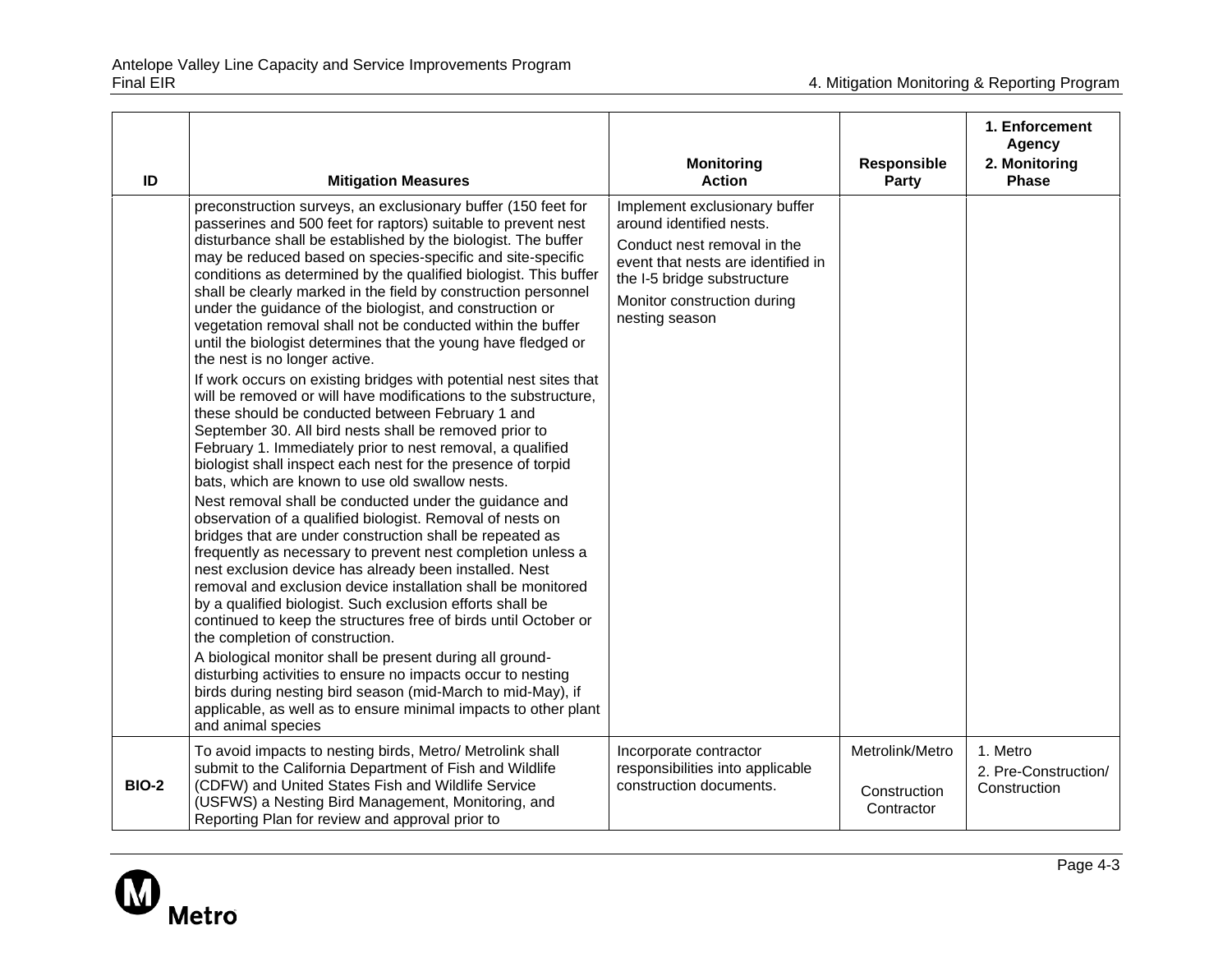| ID | Mitigation Measures | Monitoring Action | Responsible Party | 1. Enforcement Agency 2. Monitoring Phase |
|---|---|---|---|---|
| | preconstruction surveys, an exclusionary buffer (150 feet for passerines and 500 feet for raptors) suitable to prevent nest disturbance shall be established by the biologist. The buffer may be reduced based on species-specific and site-specific conditions as determined by the qualified biologist. This buffer shall be clearly marked in the field by construction personnel under the guidance of the biologist, and construction or vegetation removal shall not be conducted within the buffer until the biologist determines that the young have fledged or the nest is no longer active.<br>If work occurs on existing bridges with potential nest sites that will be removed or will have modifications to the substructure, these should be conducted between February 1 and September 30. All bird nests shall be removed prior to February 1. Immediately prior to nest removal, a qualified biologist shall inspect each nest for the presence of torpid bats, which are known to use old swallow nests.<br>Nest removal shall be conducted under the guidance and observation of a qualified biologist. Removal of nests on bridges that are under construction shall be repeated as frequently as necessary to prevent nest completion unless a nest exclusion device has already been installed. Nest removal and exclusion device installation shall be monitored by a qualified biologist. Such exclusion efforts shall be continued to keep the structures free of birds until October or the completion of construction.<br>A biological monitor shall be present during all ground-disturbing activities to ensure no impacts occur to nesting birds during nesting bird season (mid-March to mid-May), if applicable, as well as to ensure minimal impacts to other plant and animal species | Implement exclusionary buffer around identified nests.<br>Conduct nest removal in the event that nests are identified in the I-5 bridge substructure<br>Monitor construction during nesting season | | |
| **BIO-2** | To avoid impacts to nesting birds, Metro/ Metrolink shall submit to the California Department of Fish and Wildlife (CDFW) and United States Fish and Wildlife Service (USFWS) a Nesting Bird Management, Monitoring, and Reporting Plan for review and approval prior to | Incorporate contractor responsibilities into applicable construction documents. | Metrolink/Metro<br>Construction Contractor | 1. Metro<br>2. Pre-Construction/ Construction |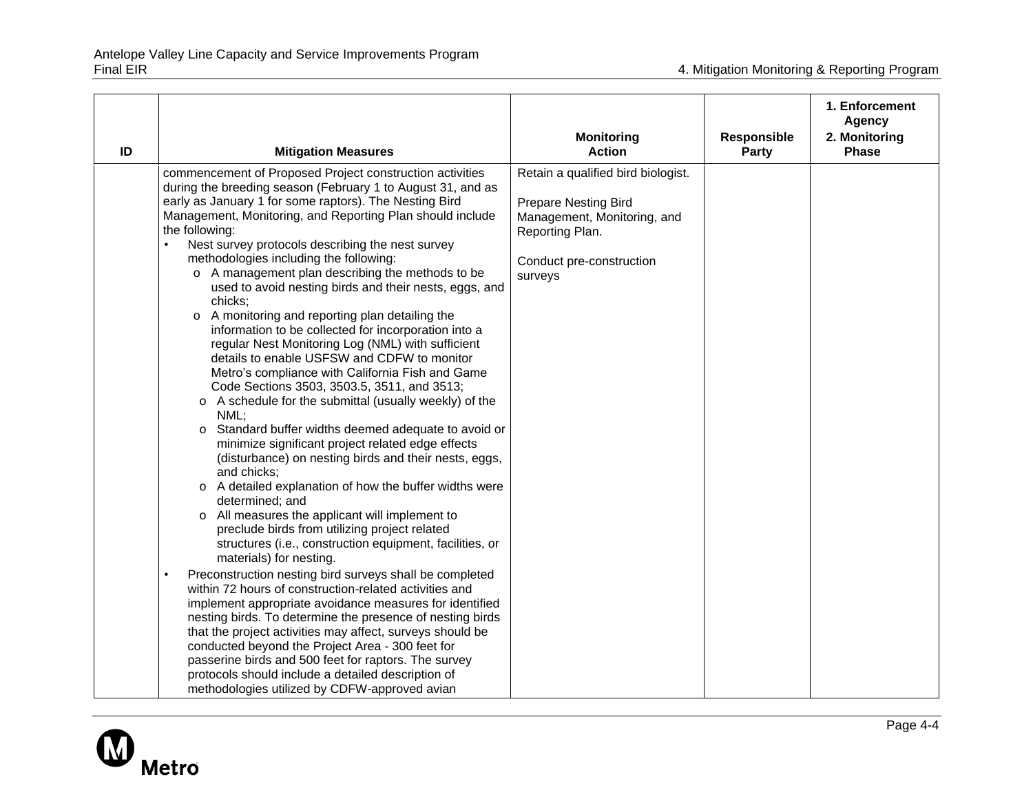| ID | Mitigation Measures | Monitoring Action | Responsible Party | 1. Enforcement Agency 2. Monitoring Phase |
|---|---|---|---|---|
| | commencement of Proposed Project construction activities during the breeding season (February 1 to August 31, and as early as January 1 for some raptors). The Nesting Bird Management, Monitoring, and Reporting Plan should include the following:<br>• Nest survey protocols describing the nest survey methodologies including the following:<br>o A management plan describing the methods to be used to avoid nesting birds and their nests, eggs, and chicks;<br>o A monitoring and reporting plan detailing the information to be collected for incorporation into a regular Nest Monitoring Log (NML) with sufficient details to enable USFSW and CDFW to monitor Metro's compliance with California Fish and Game Code Sections 3503, 3503.5, 3511, and 3513;<br>o A schedule for the submittal (usually weekly) of the NML;<br>o Standard buffer widths deemed adequate to avoid or minimize significant project related edge effects (disturbance) on nesting birds and their nests, eggs, and chicks;<br>o A detailed explanation of how the buffer widths were determined; and<br>o All measures the applicant will implement to preclude birds from utilizing project related structures (i.e., construction equipment, facilities, or materials) for nesting.<br>• Preconstruction nesting bird surveys shall be completed within 72 hours of construction-related activities and implement appropriate avoidance measures for identified nesting birds. To determine the presence of nesting birds that the project activities may affect, surveys should be conducted beyond the Project Area - 300 feet for passerine birds and 500 feet for raptors. The survey protocols should include a detailed description of methodologies utilized by CDFW-approved avian | Retain a qualified bird biologist.<br><br>Prepare Nesting Bird Management, Monitoring, and Reporting Plan.<br><br>Conduct pre-construction surveys | | |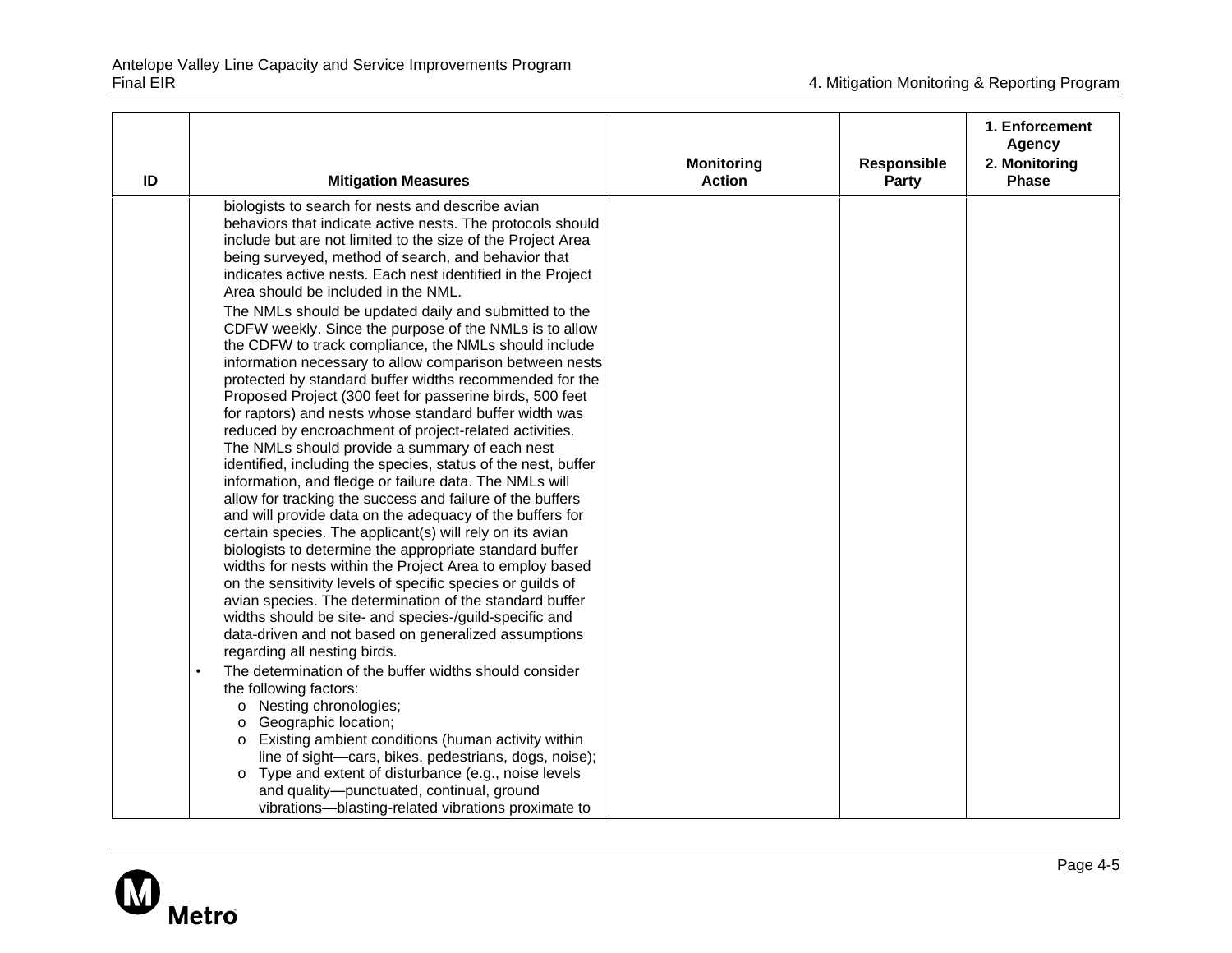| ID | Mitigation Measures | Monitoring Action | Responsible Party | 1. Enforcement Agency 2. Monitoring Phase |
|---|---|---|---|---|
| | biologists to search for nests and describe avian behaviors that indicate active nests. The protocols should include but are not limited to the size of the Project Area being surveyed, method of search, and behavior that indicates active nests. Each nest identified in the Project Area should be included in the NML.<br><br>The NMLs should be updated daily and submitted to the CDFW weekly. Since the purpose of the NMLs is to allow the CDFW to track compliance, the NMLs should include information necessary to allow comparison between nests protected by standard buffer widths recommended for the Proposed Project (300 feet for passerine birds, 500 feet for raptors) and nests whose standard buffer width was reduced by encroachment of project-related activities. The NMLs should provide a summary of each nest identified, including the species, status of the nest, buffer information, and fledge or failure data. The NMLs will allow for tracking the success and failure of the buffers and will provide data on the adequacy of the buffers for certain species. The applicant(s) will rely on its avian biologists to determine the appropriate standard buffer widths for nests within the Project Area to employ based on the sensitivity levels of specific species or guilds of avian species. The determination of the standard buffer widths should be site- and species-/guild-specific and data-driven and not based on generalized assumptions regarding all nesting birds.<br><br>• The determination of the buffer widths should consider the following factors:<br>o Nesting chronologies;<br>o Geographic location;<br>o Existing ambient conditions (human activity within line of sight—cars, bikes, pedestrians, dogs, noise);<br>o Type and extent of disturbance (e.g., noise levels and quality—punctuated, continual, ground vibrations—blasting-related vibrations proximate to | | | |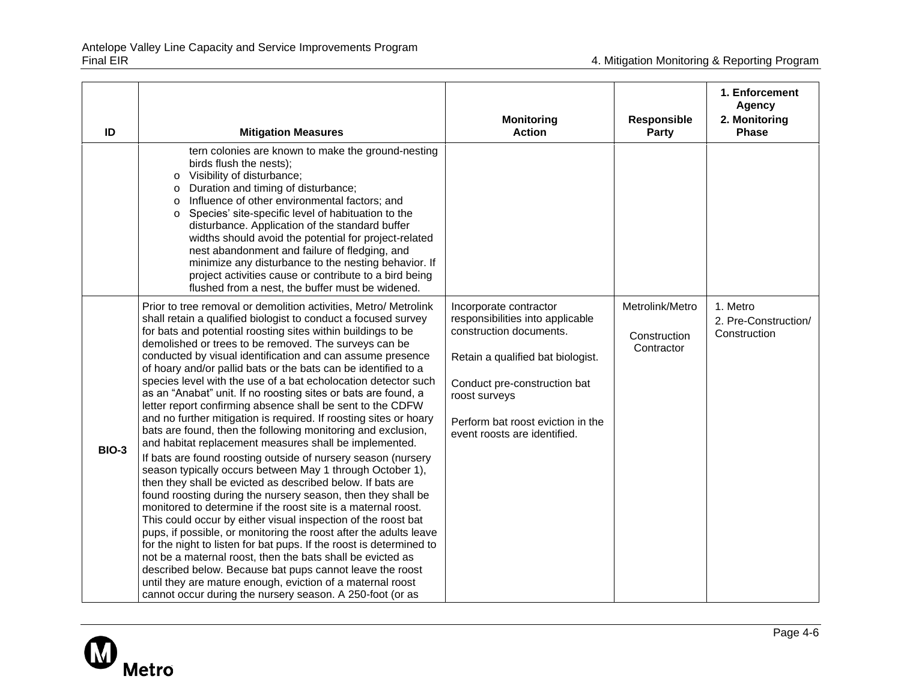| ID | Mitigation Measures | Monitoring Action | Responsible Party | 1. Enforcement Agency 2. Monitoring Phase |
|---|---|---|---|---|
| | tern colonies are known to make the ground-nesting birds flush the nests);<br>o Visibility of disturbance;<br>o Duration and timing of disturbance;<br>o Influence of other environmental factors; and<br>o Species' site-specific level of habituation to the disturbance. Application of the standard buffer widths should avoid the potential for project-related nest abandonment and failure of fledging, and minimize any disturbance to the nesting behavior. If project activities cause or contribute to a bird being flushed from a nest, the buffer must be widened. | | | |
| **BIO-3** | Prior to tree removal or demolition activities, Metro/ Metrolink shall retain a qualified biologist to conduct a focused survey for bats and potential roosting sites within buildings to be demolished or trees to be removed. The surveys can be conducted by visual identification and can assume presence of hoary and/or pallid bats or the bats can be identified to a species level with the use of a bat echolocation detector such as an "Anabat" unit. If no roosting sites or bats are found, a letter report confirming absence shall be sent to the CDFW and no further mitigation is required. If roosting sites or hoary bats are found, then the following monitoring and exclusion, and habitat replacement measures shall be implemented.<br>If bats are found roosting outside of nursery season (nursery season typically occurs between May 1 through October 1), then they shall be evicted as described below. If bats are found roosting during the nursery season, then they shall be monitored to determine if the roost site is a maternal roost. This could occur by either visual inspection of the roost bat pups, if possible, or monitoring the roost after the adults leave for the night to listen for bat pups. If the roost is determined to not be a maternal roost, then the bats shall be evicted as described below. Because bat pups cannot leave the roost until they are mature enough, eviction of a maternal roost cannot occur during the nursery season. A 250-foot (or as | Incorporate contractor responsibilities into applicable construction documents.<br><br>Retain a qualified bat biologist.<br><br>Conduct pre-construction bat roost surveys<br><br>Perform bat roost eviction in the event roosts are identified. | Metrolink/Metro<br><br>Construction Contractor | 1. Metro<br>2. Pre-Construction/ Construction |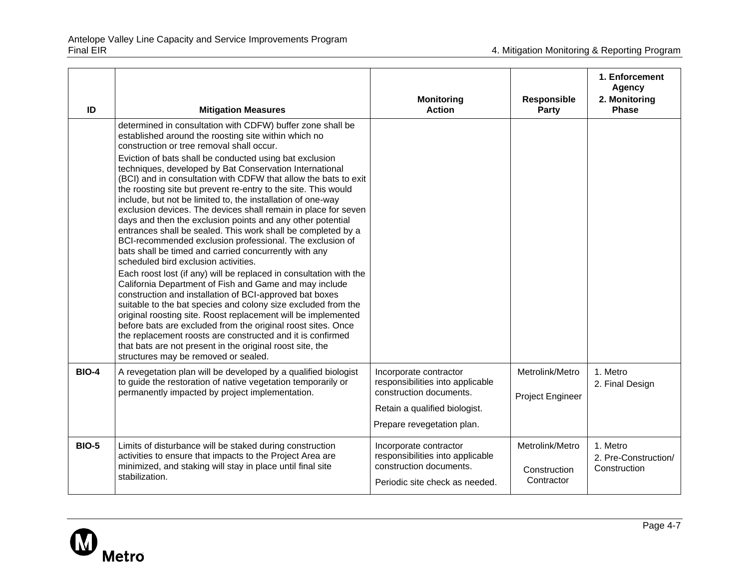| ID | Mitigation Measures | Monitoring Action | Responsible Party | 1. Enforcement Agency 2. Monitoring Phase |
|---|---|---|---|---|
| | determined in consultation with CDFW) buffer zone shall be established around the roosting site within which no construction or tree removal shall occur.<br>Eviction of bats shall be conducted using bat exclusion techniques, developed by Bat Conservation International (BCI) and in consultation with CDFW that allow the bats to exit the roosting site but prevent re-entry to the site. This would include, but not be limited to, the installation of one-way exclusion devices. The devices shall remain in place for seven days and then the exclusion points and any other potential entrances shall be sealed. This work shall be completed by a BCI-recommended exclusion professional. The exclusion of bats shall be timed and carried concurrently with any scheduled bird exclusion activities.<br>Each roost lost (if any) will be replaced in consultation with the California Department of Fish and Game and may include construction and installation of BCI-approved bat boxes suitable to the bat species and colony size excluded from the original roosting site. Roost replacement will be implemented before bats are excluded from the original roost sites. Once the replacement roosts are constructed and it is confirmed that bats are not present in the original roost site, the structures may be removed or sealed. | | | |
| **BIO-4** | A revegetation plan will be developed by a qualified biologist to guide the restoration of native vegetation temporarily or permanently impacted by project implementation. | Incorporate contractor responsibilities into applicable construction documents.<br>Retain a qualified biologist.<br>Prepare revegetation plan. | Metrolink/Metro<br>Project Engineer | 1. Metro<br>2. Final Design |
| **BIO-5** | Limits of disturbance will be staked during construction activities to ensure that impacts to the Project Area are minimized, and staking will stay in place until final site stabilization. | Incorporate contractor responsibilities into applicable construction documents.<br>Periodic site check as needed. | Metrolink/Metro<br>Construction Contractor | 1. Metro<br>2. Pre-Construction/ Construction |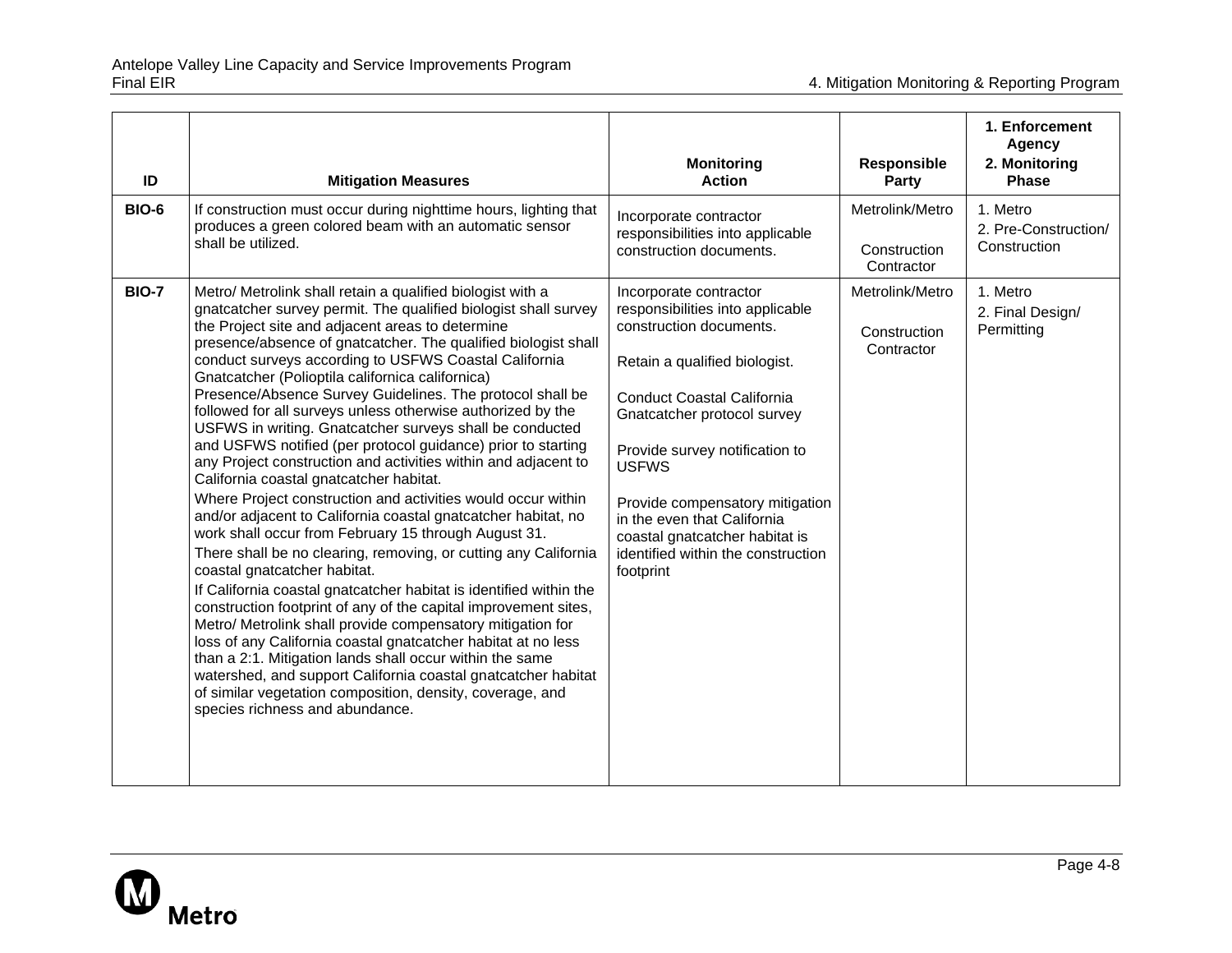| ID | Mitigation Measures | Monitoring Action | Responsible Party | 1. Enforcement Agency 2. Monitoring Phase |
|---|---|---|---|---|
| BIO-6 | If construction must occur during nighttime hours, lighting that produces a green colored beam with an automatic sensor shall be utilized. | Incorporate contractor responsibilities into applicable construction documents. | Metrolink/Metro<br><br>Construction Contractor | 1. Metro<br>2. Pre-Construction/ Construction |
| BIO-7 | Metro/ Metrolink shall retain a qualified biologist with a gnatcatcher survey permit. The qualified biologist shall survey the Project site and adjacent areas to determine presence/absence of gnatcatcher. The qualified biologist shall conduct surveys according to USFWS Coastal California Gnatcatcher (Polioptila californica californica) Presence/Absence Survey Guidelines. The protocol shall be followed for all surveys unless otherwise authorized by the USFWS in writing. Gnatcatcher surveys shall be conducted and USFWS notified (per protocol guidance) prior to starting any Project construction and activities within and adjacent to California coastal gnatcatcher habitat.<br>Where Project construction and activities would occur within and/or adjacent to California coastal gnatcatcher habitat, no work shall occur from February 15 through August 31.<br>There shall be no clearing, removing, or cutting any California coastal gnatcatcher habitat.<br>If California coastal gnatcatcher habitat is identified within the construction footprint of any of the capital improvement sites, Metro/ Metrolink shall provide compensatory mitigation for loss of any California coastal gnatcatcher habitat at no less than a 2:1. Mitigation lands shall occur within the same watershed, and support California coastal gnatcatcher habitat of similar vegetation composition, density, coverage, and species richness and abundance. | Incorporate contractor responsibilities into applicable construction documents.<br><br>Retain a qualified biologist.<br><br>Conduct Coastal California Gnatcatcher protocol survey<br><br>Provide survey notification to USFWS<br><br>Provide compensatory mitigation in the even that California coastal gnatcatcher habitat is identified within the construction footprint | Metrolink/Metro<br><br>Construction Contractor | 1. Metro<br>2. Final Design/ Permitting |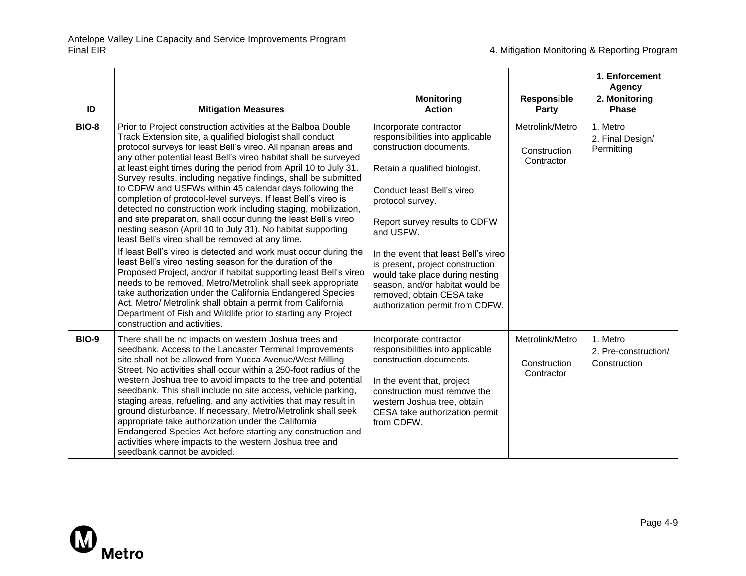| ID | Mitigation Measures | Monitoring Action | Responsible Party | 1. Enforcement Agency 2. Monitoring Phase |
|---|---|---|---|---|
| **BIO-8** | Prior to Project construction activities at the Balboa Double Track Extension site, a qualified biologist shall conduct protocol surveys for least Bell's vireo. All riparian areas and any other potential least Bell's vireo habitat shall be surveyed at least eight times during the period from April 10 to July 31. Survey results, including negative findings, shall be submitted to CDFW and USFWs within 45 calendar days following the completion of protocol-level surveys. If least Bell's vireo is detected no construction work including staging, mobilization, and site preparation, shall occur during the least Bell's vireo nesting season (April 10 to July 31). No habitat supporting least Bell's vireo shall be removed at any time.<br>If least Bell's vireo is detected and work must occur during the least Bell's vireo nesting season for the duration of the Proposed Project, and/or if habitat supporting least Bell's vireo needs to be removed, Metro/Metrolink shall seek appropriate take authorization under the California Endangered Species Act. Metro/ Metrolink shall obtain a permit from California Department of Fish and Wildlife prior to starting any Project construction and activities. | Incorporate contractor responsibilities into applicable construction documents.<br><br>Retain a qualified biologist.<br><br>Conduct least Bell's vireo protocol survey.<br><br>Report survey results to CDFW and USFW.<br><br>In the event that least Bell's vireo is present, project construction would take place during nesting season, and/or habitat would be removed, obtain CESA take authorization permit from CDFW. | Metrolink/Metro<br><br>Construction Contractor | 1. Metro<br>2. Final Design/ Permitting |
| **BIO-9** | There shall be no impacts on western Joshua trees and seedbank. Access to the Lancaster Terminal Improvements site shall not be allowed from Yucca Avenue/West Milling Street. No activities shall occur within a 250-foot radius of the western Joshua tree to avoid impacts to the tree and potential seedbank. This shall include no site access, vehicle parking, staging areas, refueling, and any activities that may result in ground disturbance. If necessary, Metro/Metrolink shall seek appropriate take authorization under the California Endangered Species Act before starting any construction and activities where impacts to the western Joshua tree and seedbank cannot be avoided. | Incorporate contractor responsibilities into applicable construction documents.<br><br>In the event that, project construction must remove the western Joshua tree, obtain CESA take authorization permit from CDFW. | Metrolink/Metro<br><br>Construction Contractor | 1. Metro<br>2. Pre-construction/ Construction |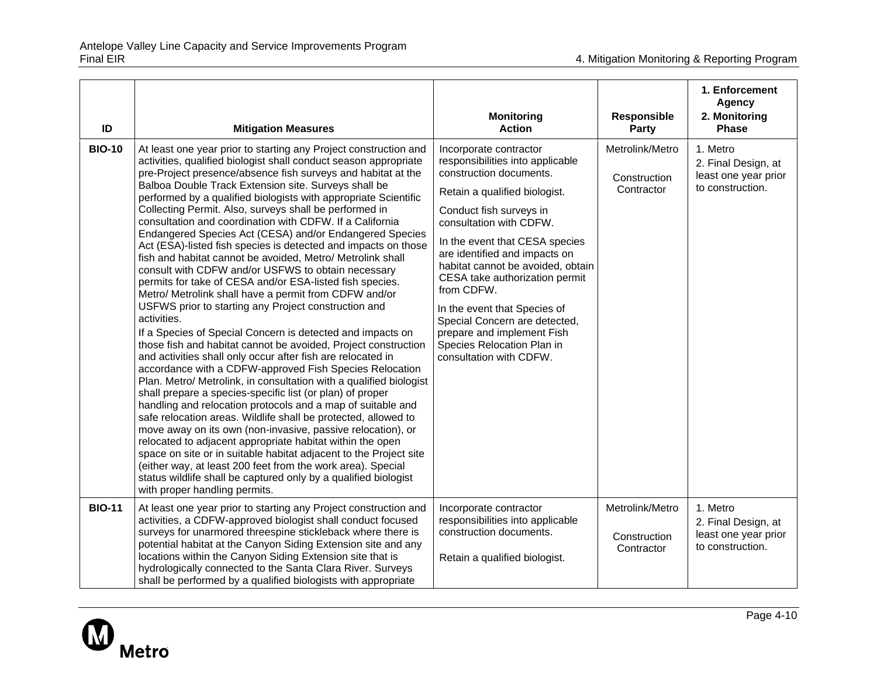| ID | Mitigation Measures | Monitoring Action | Responsible Party | 1. Enforcement Agency<br>2. Monitoring Phase |
|---|---|---|---|---|
| **BIO-10** | At least one year prior to starting any Project construction and activities, qualified biologist shall conduct season appropriate pre-Project presence/absence fish surveys and habitat at the Balboa Double Track Extension site. Surveys shall be performed by a qualified biologists with appropriate Scientific Collecting Permit. Also, surveys shall be performed in consultation and coordination with CDFW. If a California Endangered Species Act (CESA) and/or Endangered Species Act (ESA)-listed fish species is detected and impacts on those fish and habitat cannot be avoided, Metro/ Metrolink shall consult with CDFW and/or USFWS to obtain necessary permits for take of CESA and/or ESA-listed fish species. Metro/ Metrolink shall have a permit from CDFW and/or USFWS prior to starting any Project construction and activities.<br>If a Species of Special Concern is detected and impacts on those fish and habitat cannot be avoided, Project construction and activities shall only occur after fish are relocated in accordance with a CDFW-approved Fish Species Relocation Plan. Metro/ Metrolink, in consultation with a qualified biologist shall prepare a species-specific list (or plan) of proper handling and relocation protocols and a map of suitable and safe relocation areas. Wildlife shall be protected, allowed to move away on its own (non-invasive, passive relocation), or relocated to adjacent appropriate habitat within the open space on site or in suitable habitat adjacent to the Project site (either way, at least 200 feet from the work area). Special status wildlife shall be captured only by a qualified biologist with proper handling permits. | Incorporate contractor responsibilities into applicable construction documents.<br>Retain a qualified biologist.<br>Conduct fish surveys in consultation with CDFW.<br>In the event that CESA species are identified and impacts on habitat cannot be avoided, obtain CESA take authorization permit from CDFW.<br>In the event that Species of Special Concern are detected, prepare and implement Fish Species Relocation Plan in consultation with CDFW. | Metrolink/Metro<br>Construction Contractor | 1. Metro<br>2. Final Design, at least one year prior to construction. |
| **BIO-11** | At least one year prior to starting any Project construction and activities, a CDFW-approved biologist shall conduct focused surveys for unarmored threespine stickleback where there is potential habitat at the Canyon Siding Extension site and any locations within the Canyon Siding Extension site that is hydrologically connected to the Santa Clara River. Surveys shall be performed by a qualified biologists with appropriate | Incorporate contractor responsibilities into applicable construction documents.<br>Retain a qualified biologist. | Metrolink/Metro<br>Construction Contractor | 1. Metro<br>2. Final Design, at least one year prior to construction. |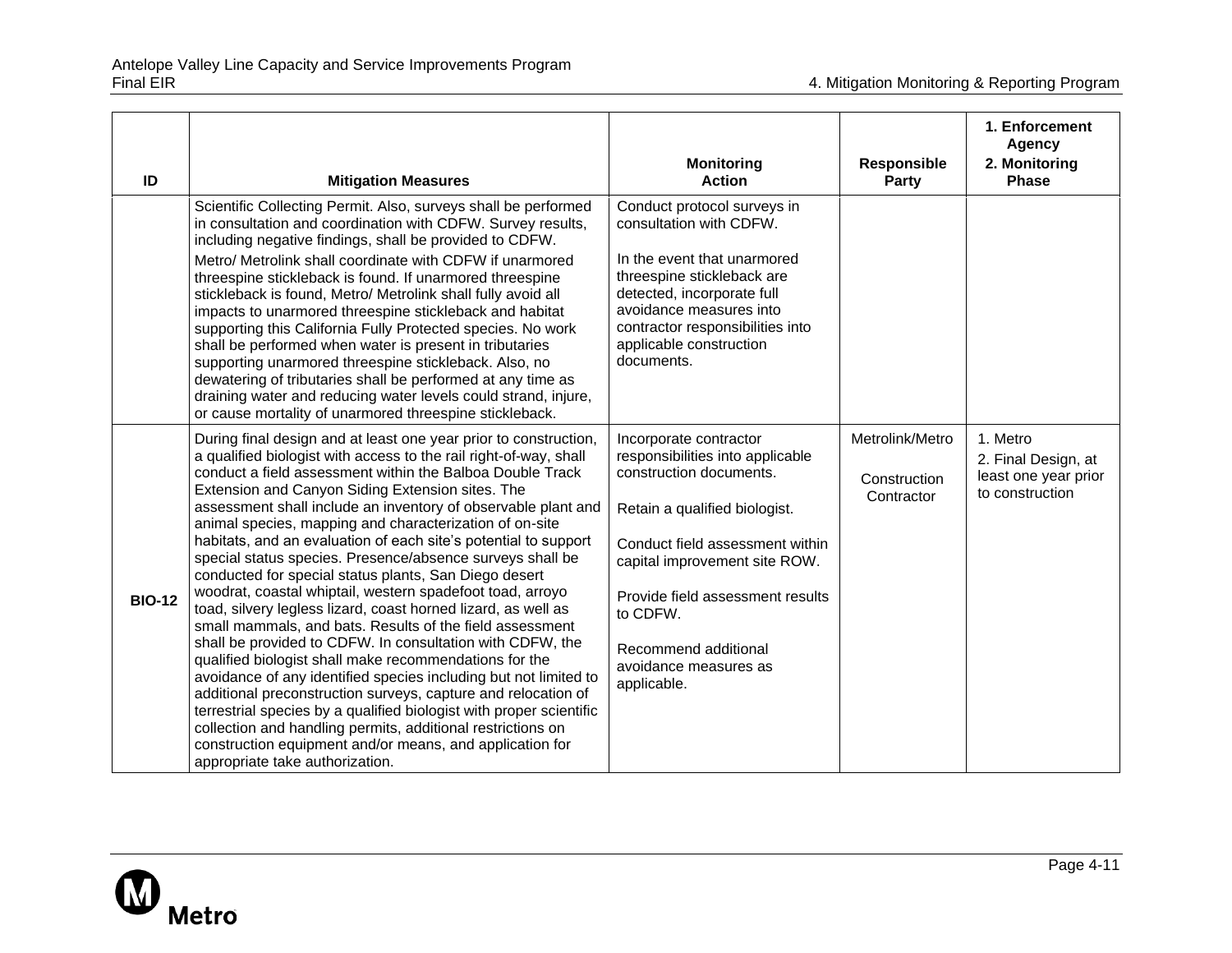| ID | Mitigation Measures | Monitoring Action | Responsible Party | 1. Enforcement Agency 2. Monitoring Phase |
|---|---|---|---|---|
| | Scientific Collecting Permit. Also, surveys shall be performed in consultation and coordination with CDFW. Survey results, including negative findings, shall be provided to CDFW.<br><br>Metro/ Metrolink shall coordinate with CDFW if unarmored threespine stickleback is found. If unarmored threespine stickleback is found, Metro/ Metrolink shall fully avoid all impacts to unarmored threespine stickleback and habitat supporting this California Fully Protected species. No work shall be performed when water is present in tributaries supporting unarmored threespine stickleback. Also, no dewatering of tributaries shall be performed at any time as draining water and reducing water levels could strand, injure, or cause mortality of unarmored threespine stickleback. | Conduct protocol surveys in consultation with CDFW.<br><br>In the event that unarmored threespine stickleback are detected, incorporate full avoidance measures into contractor responsibilities into applicable construction documents. | | |
| **BIO-12** | During final design and at least one year prior to construction, a qualified biologist with access to the rail right-of-way, shall conduct a field assessment within the Balboa Double Track Extension and Canyon Siding Extension sites. The assessment shall include an inventory of observable plant and animal species, mapping and characterization of on-site habitats, and an evaluation of each site's potential to support special status species. Presence/absence surveys shall be conducted for special status plants, San Diego desert woodrat, coastal whiptail, western spadefoot toad, arroyo toad, silvery legless lizard, coast horned lizard, as well as small mammals, and bats. Results of the field assessment shall be provided to CDFW. In consultation with CDFW, the qualified biologist shall make recommendations for the avoidance of any identified species including but not limited to additional preconstruction surveys, capture and relocation of terrestrial species by a qualified biologist with proper scientific collection and handling permits, additional restrictions on construction equipment and/or means, and application for appropriate take authorization. | Incorporate contractor responsibilities into applicable construction documents.<br><br>Retain a qualified biologist.<br><br>Conduct field assessment within capital improvement site ROW.<br><br>Provide field assessment results to CDFW.<br><br>Recommend additional avoidance measures as applicable. | Metrolink/Metro<br><br>Construction Contractor | 1. Metro<br>2. Final Design, at least one year prior to construction |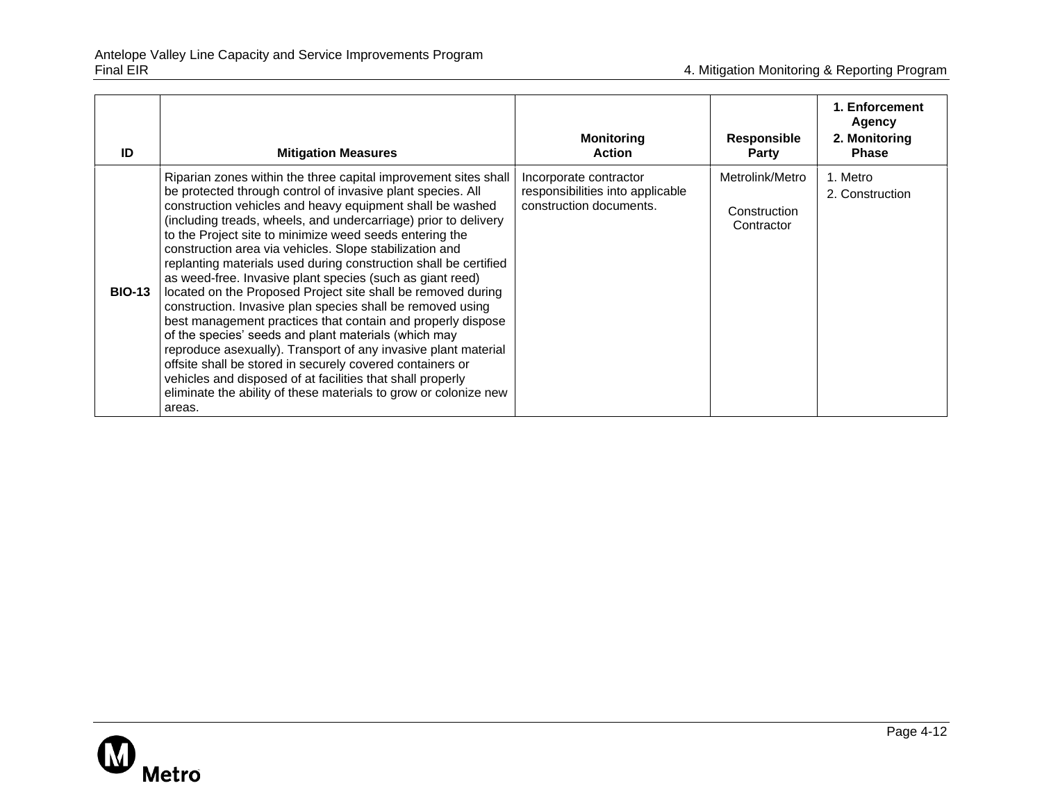| ID | Mitigation Measures | Monitoring Action | Responsible Party | 1. Enforcement Agency 2. Monitoring Phase |
|---|---|---|---|---|
| **BIO-13** | Riparian zones within the three capital improvement sites shall be protected through control of invasive plant species. All construction vehicles and heavy equipment shall be washed (including treads, wheels, and undercarriage) prior to delivery to the Project site to minimize weed seeds entering the construction area via vehicles. Slope stabilization and replanting materials used during construction shall be certified as weed-free. Invasive plant species (such as giant reed) located on the Proposed Project site shall be removed during construction. Invasive plan species shall be removed using best management practices that contain and properly dispose of the species' seeds and plant materials (which may reproduce asexually). Transport of any invasive plant material offsite shall be stored in securely covered containers or vehicles and disposed of at facilities that shall properly eliminate the ability of these materials to grow or colonize new areas. | Incorporate contractor responsibilities into applicable construction documents. | Metrolink/Metro Construction Contractor | 1. Metro 2. Construction |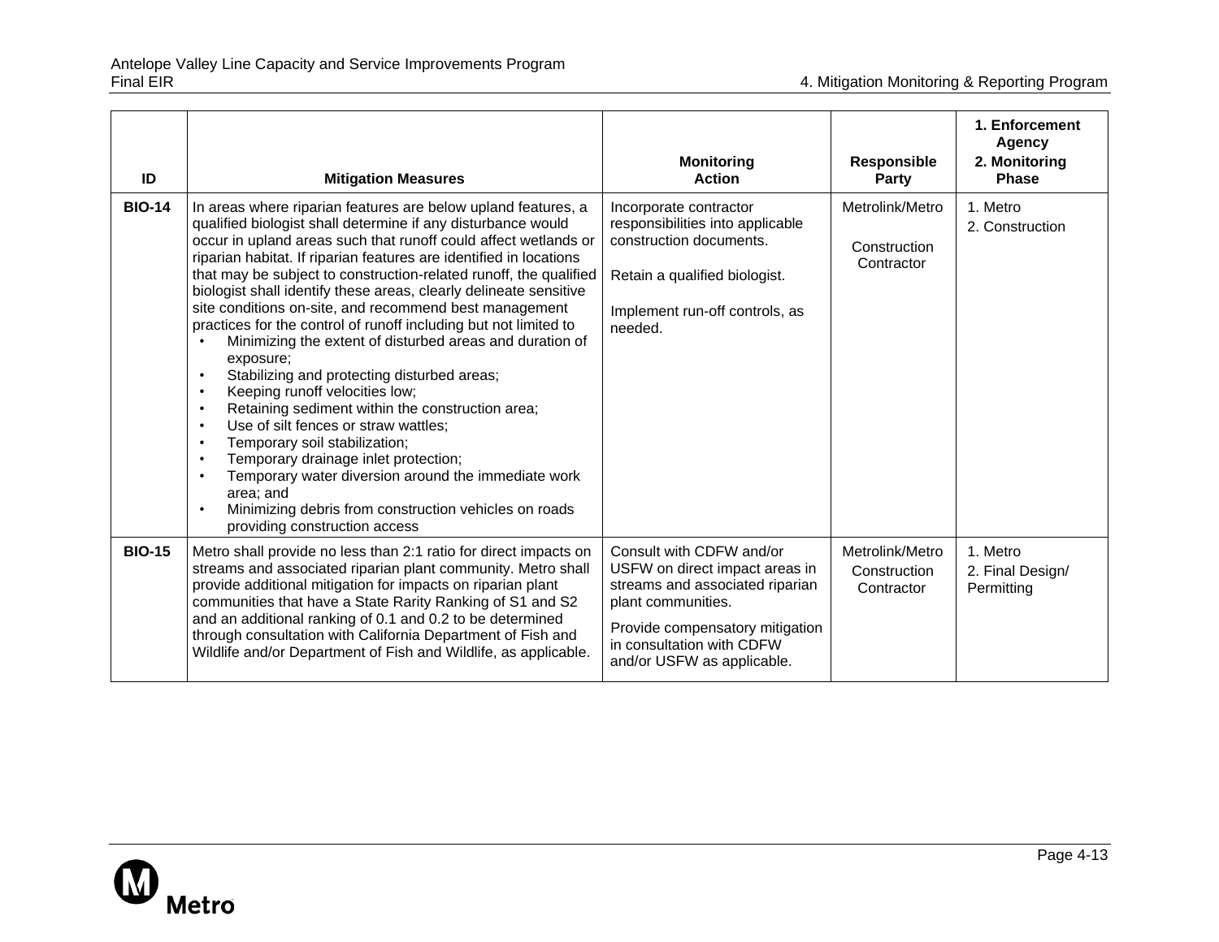| ID | Mitigation Measures | Monitoring Action | Responsible Party | 1. Enforcement Agency 2. Monitoring Phase |
|---|---|---|---|---|
| **BIO-14** | In areas where riparian features are below upland features, a qualified biologist shall determine if any disturbance would occur in upland areas such that runoff could affect wetlands or riparian habitat. If riparian features are identified in locations that may be subject to construction-related runoff, the qualified biologist shall identify these areas, clearly delineate sensitive site conditions on-site, and recommend best management practices for the control of runoff including but not limited to<br>• Minimizing the extent of disturbed areas and duration of exposure;<br>• Stabilizing and protecting disturbed areas;<br>• Keeping runoff velocities low;<br>• Retaining sediment within the construction area;<br>• Use of silt fences or straw wattles;<br>• Temporary soil stabilization;<br>• Temporary drainage inlet protection;<br>• Temporary water diversion around the immediate work area; and<br>• Minimizing debris from construction vehicles on roads providing construction access | Incorporate contractor responsibilities into applicable construction documents.<br><br>Retain a qualified biologist.<br><br>Implement run-off controls, as needed. | Metrolink/Metro<br><br>Construction Contractor | 1. Metro<br>2. Construction |
| **BIO-15** | Metro shall provide no less than 2:1 ratio for direct impacts on streams and associated riparian plant community. Metro shall provide additional mitigation for impacts on riparian plant communities that have a State Rarity Ranking of S1 and S2 and an additional ranking of 0.1 and 0.2 to be determined through consultation with California Department of Fish and Wildlife and/or Department of Fish and Wildlife, as applicable. | Consult with CDFW and/or USFW on direct impact areas in streams and associated riparian plant communities.<br><br>Provide compensatory mitigation in consultation with CDFW and/or USFW as applicable. | Metrolink/Metro<br>Construction Contractor | 1. Metro<br>2. Final Design/ Permitting |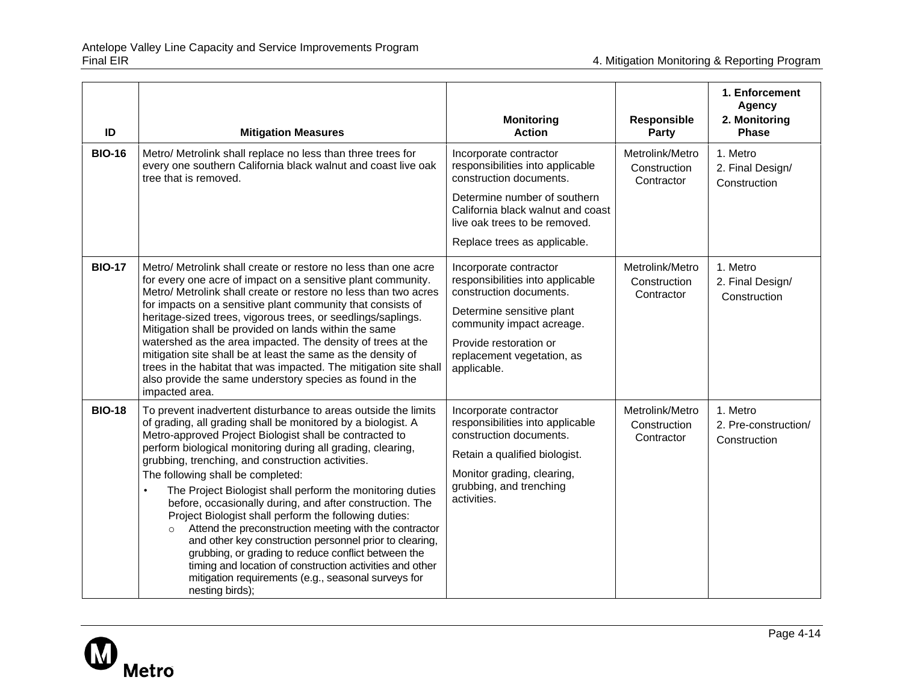| ID | Mitigation Measures | Monitoring Action | Responsible Party | 1. Enforcement Agency 2. Monitoring Phase |
|---|---|---|---|---|
| **BIO-16** | Metro/ Metrolink shall replace no less than three trees for every one southern California black walnut and coast live oak tree that is removed. | Incorporate contractor responsibilities into applicable construction documents.<br><br>Determine number of southern California black walnut and coast live oak trees to be removed.<br><br>Replace trees as applicable. | Metrolink/Metro Construction Contractor | 1. Metro<br>2. Final Design/ Construction |
| **BIO-17** | Metro/ Metrolink shall create or restore no less than one acre for every one acre of impact on a sensitive plant community. Metro/ Metrolink shall create or restore no less than two acres for impacts on a sensitive plant community that consists of heritage-sized trees, vigorous trees, or seedlings/saplings. Mitigation shall be provided on lands within the same watershed as the area impacted. The density of trees at the mitigation site shall be at least the same as the density of trees in the habitat that was impacted. The mitigation site shall also provide the same understory species as found in the impacted area. | Incorporate contractor responsibilities into applicable construction documents.<br><br>Determine sensitive plant community impact acreage.<br><br>Provide restoration or replacement vegetation, as applicable. | Metrolink/Metro Construction Contractor | 1. Metro<br>2. Final Design/ Construction |
| **BIO-18** | To prevent inadvertent disturbance to areas outside the limits of grading, all grading shall be monitored by a biologist. A Metro-approved Project Biologist shall be contracted to perform biological monitoring during all grading, clearing, grubbing, trenching, and construction activities.<br>The following shall be completed:<br>• The Project Biologist shall perform the monitoring duties before, occasionally during, and after construction. The Project Biologist shall perform the following duties:<br>  o Attend the preconstruction meeting with the contractor and other key construction personnel prior to clearing, grubbing, or grading to reduce conflict between the timing and location of construction activities and other mitigation requirements (e.g., seasonal surveys for nesting birds); | Incorporate contractor responsibilities into applicable construction documents.<br><br>Retain a qualified biologist.<br><br>Monitor grading, clearing, grubbing, and trenching activities. | Metrolink/Metro Construction Contractor | 1. Metro<br>2. Pre-construction/ Construction |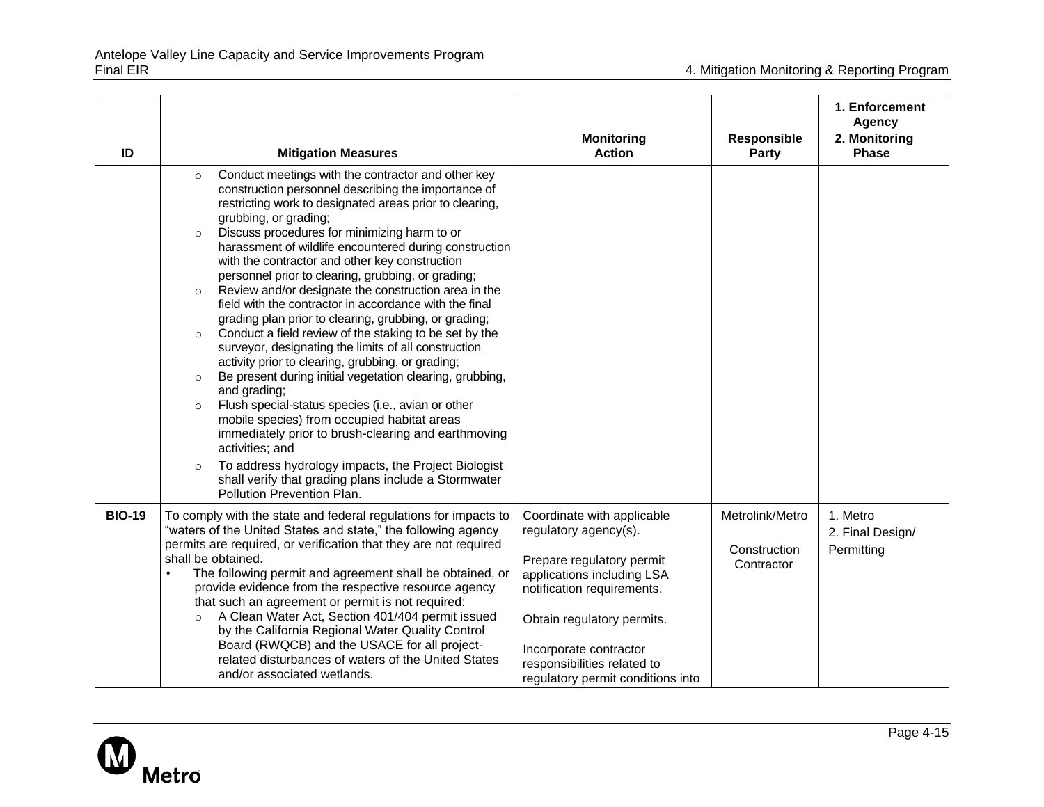| ID | Mitigation Measures | Monitoring Action | Responsible Party | 1. Enforcement Agency 2. Monitoring Phase |
|---|---|---|---|---|
| | ○ Conduct meetings with the contractor and other key construction personnel describing the importance of restricting work to designated areas prior to clearing, grubbing, or grading;<br>○ Discuss procedures for minimizing harm to or harassment of wildlife encountered during construction with the contractor and other key construction personnel prior to clearing, grubbing, or grading;<br>○ Review and/or designate the construction area in the field with the contractor in accordance with the final grading plan prior to clearing, grubbing, or grading;<br>○ Conduct a field review of the staking to be set by the surveyor, designating the limits of all construction activity prior to clearing, grubbing, or grading;<br>○ Be present during initial vegetation clearing, grubbing, and grading;<br>○ Flush special-status species (i.e., avian or other mobile species) from occupied habitat areas immediately prior to brush-clearing and earthmoving activities; and<br>○ To address hydrology impacts, the Project Biologist shall verify that grading plans include a Stormwater Pollution Prevention Plan. | | | |
| **BIO-19** | To comply with the state and federal regulations for impacts to "waters of the United States and state," the following agency permits are required, or verification that they are not required shall be obtained.<br>• The following permit and agreement shall be obtained, or provide evidence from the respective resource agency that such an agreement or permit is not required:<br>○ A Clean Water Act, Section 401/404 permit issued by the California Regional Water Quality Control Board (RWQCB) and the USACE for all project-related disturbances of waters of the United States and/or associated wetlands. | Coordinate with applicable regulatory agency(s).<br><br>Prepare regulatory permit applications including LSA notification requirements.<br><br>Obtain regulatory permits.<br><br>Incorporate contractor responsibilities related to regulatory permit conditions into | Metrolink/Metro<br><br>Construction Contractor | 1. Metro<br>2. Final Design/ Permitting |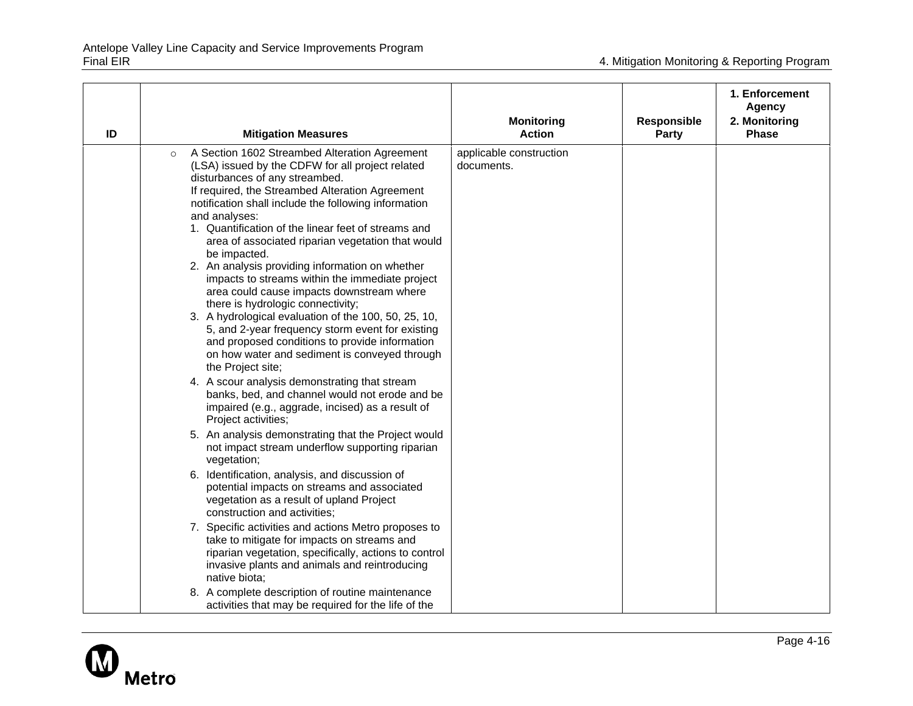| ID | Mitigation Measures | Monitoring Action | Responsible Party | 1. Enforcement Agency 2. Monitoring Phase |
|---|---|---|---|---|
| | ○ A Section 1602 Streambed Alteration Agreement (LSA) issued by the CDFW for all project related disturbances of any streambed.<br>If required, the Streambed Alteration Agreement notification shall include the following information and analyses:<br>1. Quantification of the linear feet of streams and area of associated riparian vegetation that would be impacted.<br>2. An analysis providing information on whether impacts to streams within the immediate project area could cause impacts downstream where there is hydrologic connectivity;<br>3. A hydrological evaluation of the 100, 50, 25, 10, 5, and 2-year frequency storm event for existing and proposed conditions to provide information on how water and sediment is conveyed through the Project site;<br>4. A scour analysis demonstrating that stream banks, bed, and channel would not erode and be impaired (e.g., aggrade, incised) as a result of Project activities;<br>5. An analysis demonstrating that the Project would not impact stream underflow supporting riparian vegetation;<br>6. Identification, analysis, and discussion of potential impacts on streams and associated vegetation as a result of upland Project construction and activities;<br>7. Specific activities and actions Metro proposes to take to mitigate for impacts on streams and riparian vegetation, specifically, actions to control invasive plants and animals and reintroducing native biota;<br>8. A complete description of routine maintenance activities that may be required for the life of the | applicable construction documents. | | |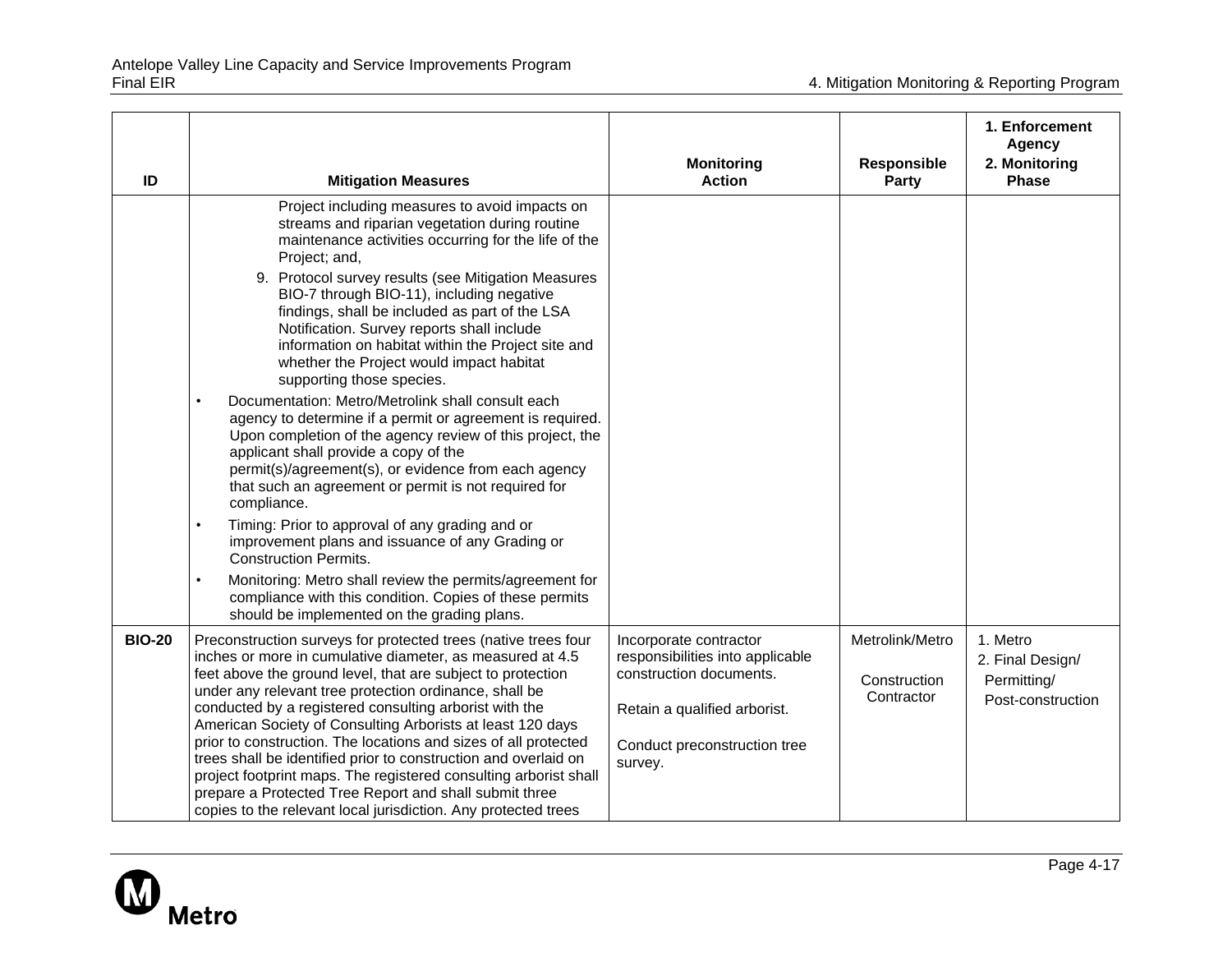| ID | Mitigation Measures | Monitoring Action | Responsible Party | 1. Enforcement Agency 2. Monitoring Phase |
|---|---|---|---|---|
| | Project including measures to avoid impacts on streams and riparian vegetation during routine maintenance activities occurring for the life of the Project; and,<br>9. Protocol survey results (see Mitigation Measures BIO-7 through BIO-11), including negative findings, shall be included as part of the LSA Notification. Survey reports shall include information on habitat within the Project site and whether the Project would impact habitat supporting those species.<br>• Documentation: Metro/Metrolink shall consult each agency to determine if a permit or agreement is required. Upon completion of the agency review of this project, the applicant shall provide a copy of the permit(s)/agreement(s), or evidence from each agency that such an agreement or permit is not required for compliance.<br>• Timing: Prior to approval of any grading and or improvement plans and issuance of any Grading or Construction Permits.<br>• Monitoring: Metro shall review the permits/agreement for compliance with this condition. Copies of these permits should be implemented on the grading plans. | | | |
| **BIO-20** | Preconstruction surveys for protected trees (native trees four inches or more in cumulative diameter, as measured at 4.5 feet above the ground level, that are subject to protection under any relevant tree protection ordinance, shall be conducted by a registered consulting arborist with the American Society of Consulting Arborists at least 120 days prior to construction. The locations and sizes of all protected trees shall be identified prior to construction and overlaid on project footprint maps. The registered consulting arborist shall prepare a Protected Tree Report and shall submit three copies to the relevant local jurisdiction. Any protected trees | Incorporate contractor responsibilities into applicable construction documents.<br><br>Retain a qualified arborist.<br><br>Conduct preconstruction tree survey. | Metrolink/Metro<br><br>Construction Contractor | 1. Metro<br>2. Final Design/ Permitting/ Post-construction |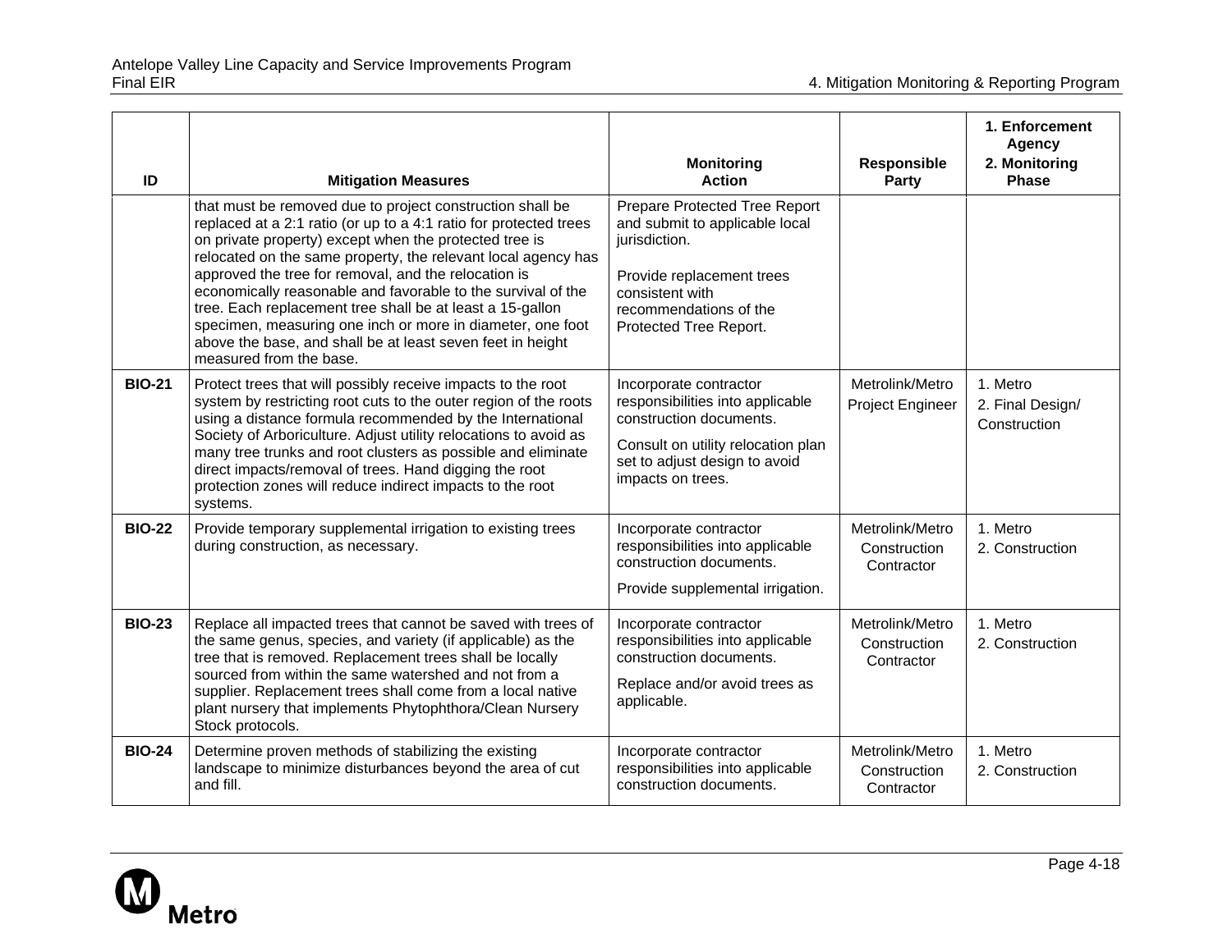| ID | Mitigation Measures | Monitoring Action | Responsible Party | 1. Enforcement Agency 2. Monitoring Phase |
|---|---|---|---|---|
| | that must be removed due to project construction shall be replaced at a 2:1 ratio (or up to a 4:1 ratio for protected trees on private property) except when the protected tree is relocated on the same property, the relevant local agency has approved the tree for removal, and the relocation is economically reasonable and favorable to the survival of the tree. Each replacement tree shall be at least a 15-gallon specimen, measuring one inch or more in diameter, one foot above the base, and shall be at least seven feet in height measured from the base. | Prepare Protected Tree Report and submit to applicable local jurisdiction. Provide replacement trees consistent with recommendations of the Protected Tree Report. | | |
| **BIO-21** | Protect trees that will possibly receive impacts to the root system by restricting root cuts to the outer region of the roots using a distance formula recommended by the International Society of Arboriculture. Adjust utility relocations to avoid as many tree trunks and root clusters as possible and eliminate direct impacts/removal of trees. Hand digging the root protection zones will reduce indirect impacts to the root systems. | Incorporate contractor responsibilities into applicable construction documents. Consult on utility relocation plan set to adjust design to avoid impacts on trees. | Metrolink/Metro Project Engineer | 1. Metro 2. Final Design/ Construction |
| **BIO-22** | Provide temporary supplemental irrigation to existing trees during construction, as necessary. | Incorporate contractor responsibilities into applicable construction documents. Provide supplemental irrigation. | Metrolink/Metro Construction Contractor | 1. Metro 2. Construction |
| **BIO-23** | Replace all impacted trees that cannot be saved with trees of the same genus, species, and variety (if applicable) as the tree that is removed. Replacement trees shall be locally sourced from within the same watershed and not from a supplier. Replacement trees shall come from a local native plant nursery that implements Phytophthora/Clean Nursery Stock protocols. | Incorporate contractor responsibilities into applicable construction documents. Replace and/or avoid trees as applicable. | Metrolink/Metro Construction Contractor | 1. Metro 2. Construction |
| **BIO-24** | Determine proven methods of stabilizing the existing landscape to minimize disturbances beyond the area of cut and fill. | Incorporate contractor responsibilities into applicable construction documents. | Metrolink/Metro Construction Contractor | 1. Metro 2. Construction |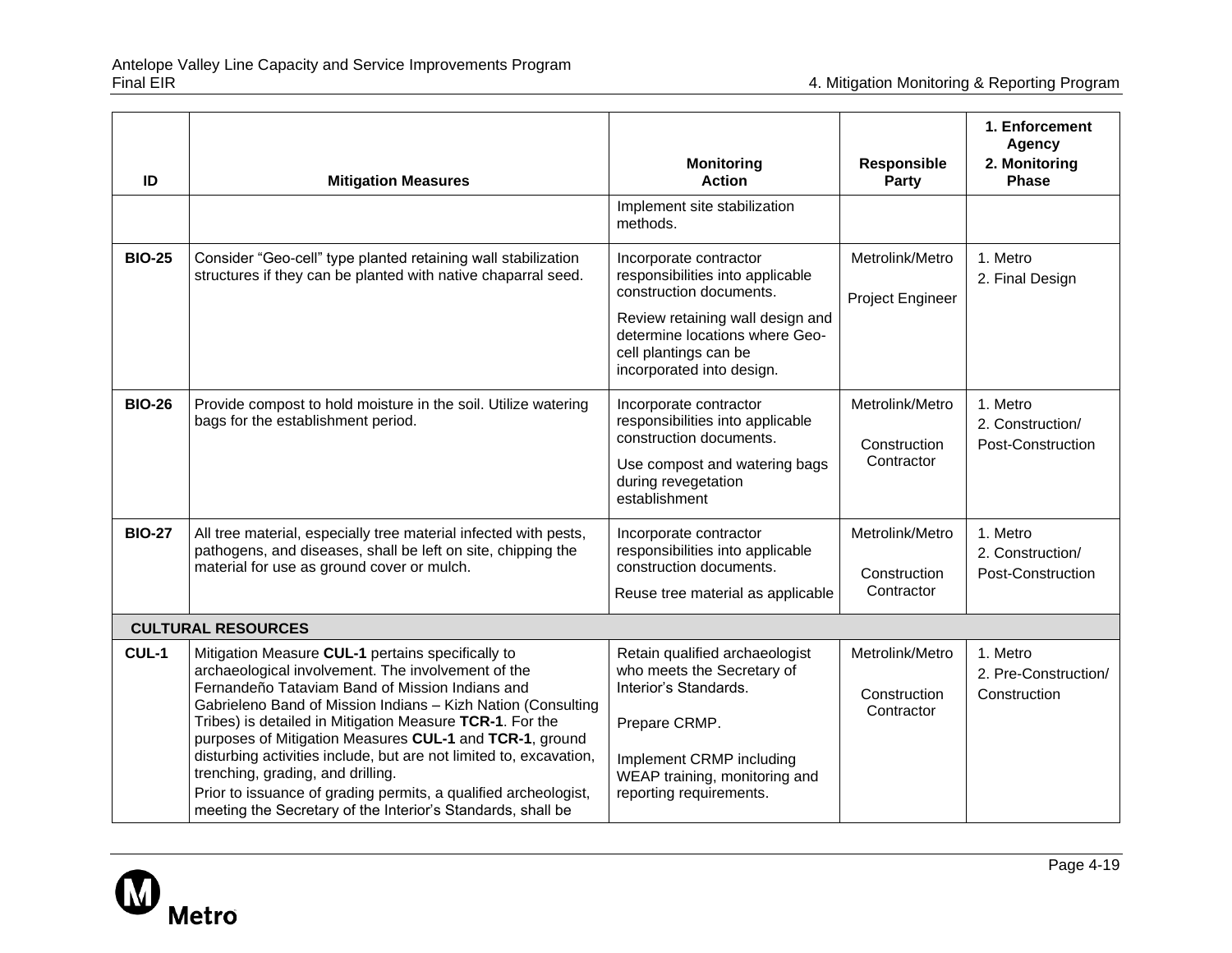| ID | Mitigation Measures | Monitoring Action | Responsible Party | 1. Enforcement Agency 2. Monitoring Phase |
|---|---|---|---|---|
| | | Implement site stabilization methods. | | |
| **BIO-25** | Consider "Geo-cell" type planted retaining wall stabilization structures if they can be planted with native chaparral seed. | Incorporate contractor responsibilities into applicable construction documents. Review retaining wall design and determine locations where Geo-cell plantings can be incorporated into design. | Metrolink/Metro Project Engineer | 1. Metro 2. Final Design |
| **BIO-26** | Provide compost to hold moisture in the soil. Utilize watering bags for the establishment period. | Incorporate contractor responsibilities into applicable construction documents. Use compost and watering bags during revegetation establishment | Metrolink/Metro Construction Contractor | 1. Metro 2. Construction/ Post-Construction |
| **BIO-27** | All tree material, especially tree material infected with pests, pathogens, and diseases, shall be left on site, chipping the material for use as ground cover or mulch. | Incorporate contractor responsibilities into applicable construction documents. Reuse tree material as applicable | Metrolink/Metro Construction Contractor | 1. Metro 2. Construction/ Post-Construction |
| **CULTURAL RESOURCES** | | | | |
| **CUL-1** | Mitigation Measure **CUL-1** pertains specifically to archaeological involvement. The involvement of the Fernandeño Tataviam Band of Mission Indians and Gabrieleno Band of Mission Indians – Kizh Nation (Consulting Tribes) is detailed in Mitigation Measure **TCR-1**. For the purposes of Mitigation Measures **CUL-1** and **TCR-1**, ground disturbing activities include, but are not limited to, excavation, trenching, grading, and drilling. Prior to issuance of grading permits, a qualified archeologist, meeting the Secretary of the Interior's Standards, shall be | Retain qualified archaeologist who meets the Secretary of Interior's Standards. Prepare CRMP. Implement CRMP including WEAP training, monitoring and reporting requirements. | Metrolink/Metro Construction Contractor | 1. Metro 2. Pre-Construction/ Construction |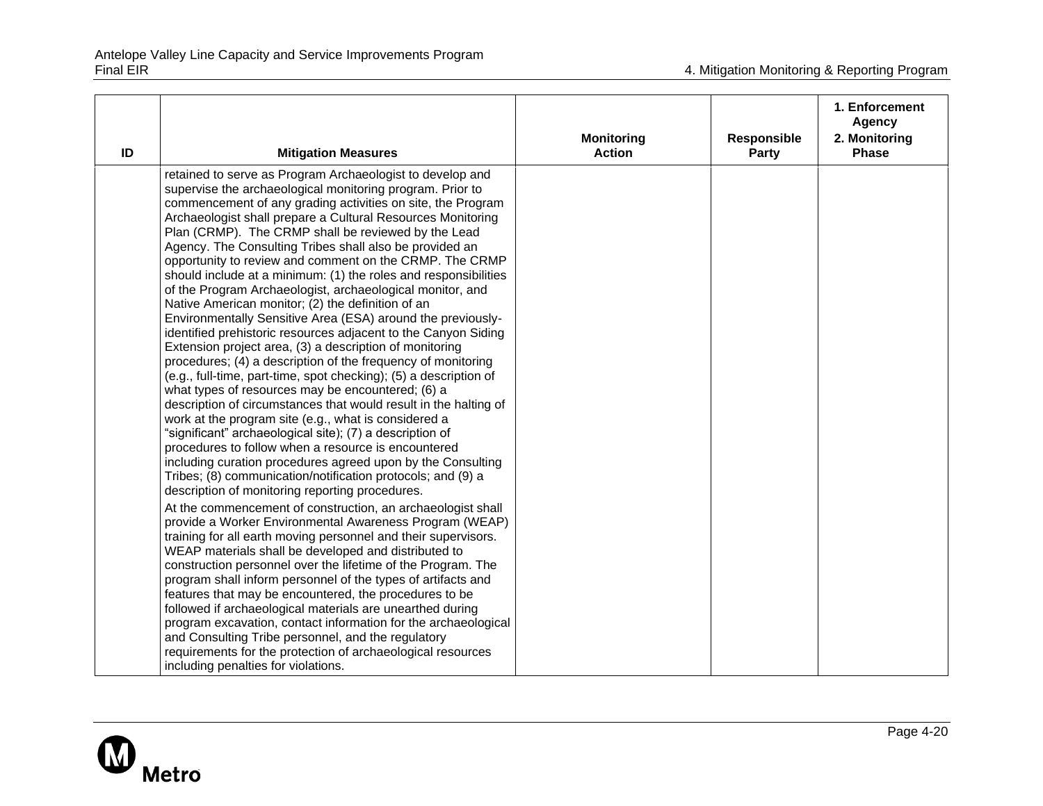| ID | Mitigation Measures | Monitoring Action | Responsible Party | 1. Enforcement Agency 2. Monitoring Phase |
|---|---|---|---|---|
| | retained to serve as Program Archaeologist to develop and supervise the archaeological monitoring program. Prior to commencement of any grading activities on site, the Program Archaeologist shall prepare a Cultural Resources Monitoring Plan (CRMP). The CRMP shall be reviewed by the Lead Agency. The Consulting Tribes shall also be provided an opportunity to review and comment on the CRMP. The CRMP should include at a minimum: (1) the roles and responsibilities of the Program Archaeologist, archaeological monitor, and Native American monitor; (2) the definition of an Environmentally Sensitive Area (ESA) around the previously-identified prehistoric resources adjacent to the Canyon Siding Extension project area, (3) a description of monitoring procedures; (4) a description of the frequency of monitoring (e.g., full-time, part-time, spot checking); (5) a description of what types of resources may be encountered; (6) a description of circumstances that would result in the halting of work at the program site (e.g., what is considered a "significant" archaeological site); (7) a description of procedures to follow when a resource is encountered including curation procedures agreed upon by the Consulting Tribes; (8) communication/notification protocols; and (9) a description of monitoring reporting procedures.<br><br>At the commencement of construction, an archaeologist shall provide a Worker Environmental Awareness Program (WEAP) training for all earth moving personnel and their supervisors. WEAP materials shall be developed and distributed to construction personnel over the lifetime of the Program. The program shall inform personnel of the types of artifacts and features that may be encountered, the procedures to be followed if archaeological materials are unearthed during program excavation, contact information for the archaeological and Consulting Tribe personnel, and the regulatory requirements for the protection of archaeological resources including penalties for violations. | | | |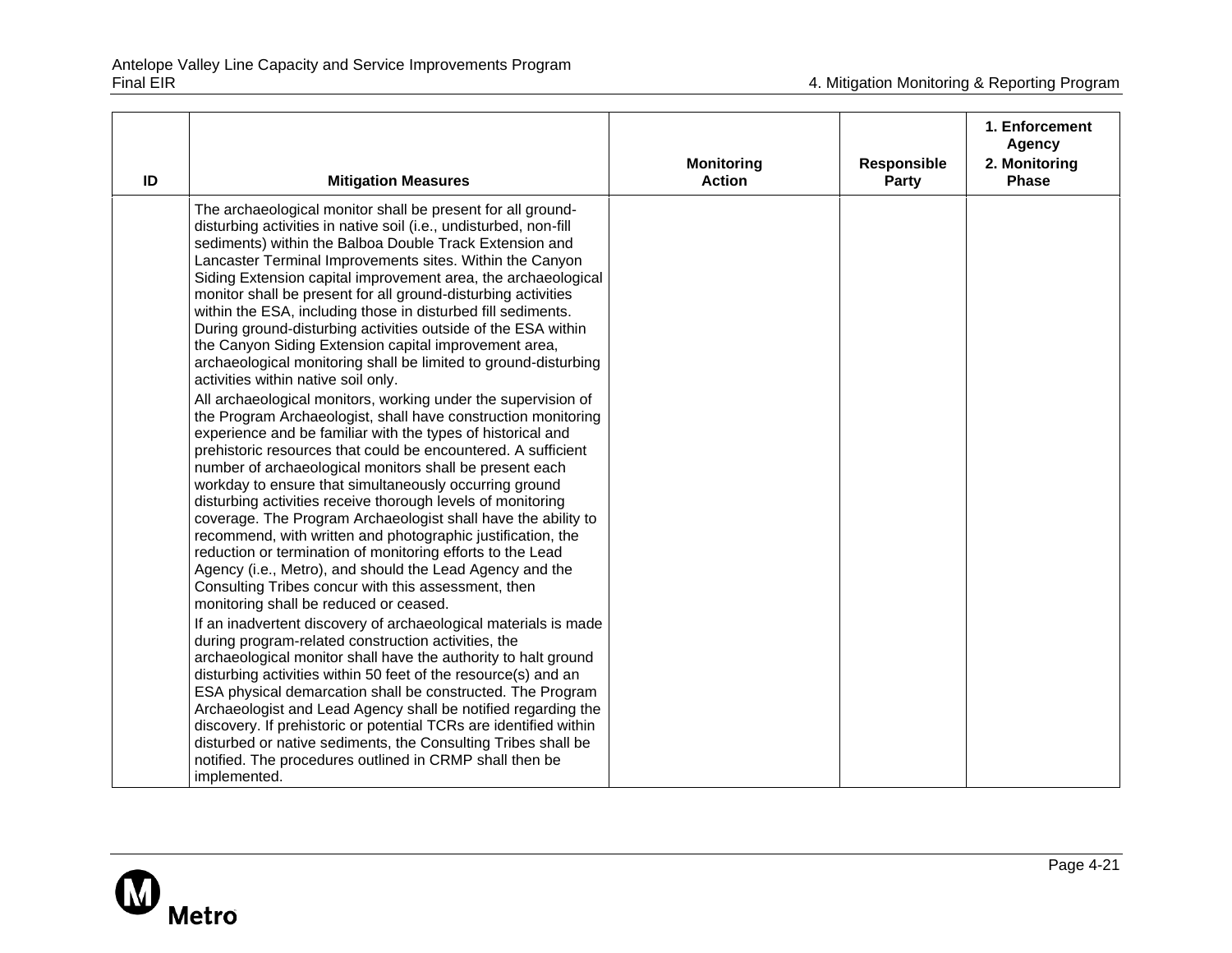| ID | Mitigation Measures | Monitoring Action | Responsible Party | 1. Enforcement Agency 2. Monitoring Phase |
|---|---|---|---|---|
| | The archaeological monitor shall be present for all ground-disturbing activities in native soil (i.e., undisturbed, non-fill sediments) within the Balboa Double Track Extension and Lancaster Terminal Improvements sites. Within the Canyon Siding Extension capital improvement area, the archaeological monitor shall be present for all ground-disturbing activities within the ESA, including those in disturbed fill sediments. During ground-disturbing activities outside of the ESA within the Canyon Siding Extension capital improvement area, archaeological monitoring shall be limited to ground-disturbing activities within native soil only.<br>All archaeological monitors, working under the supervision of the Program Archaeologist, shall have construction monitoring experience and be familiar with the types of historical and prehistoric resources that could be encountered. A sufficient number of archaeological monitors shall be present each workday to ensure that simultaneously occurring ground disturbing activities receive thorough levels of monitoring coverage. The Program Archaeologist shall have the ability to recommend, with written and photographic justification, the reduction or termination of monitoring efforts to the Lead Agency (i.e., Metro), and should the Lead Agency and the Consulting Tribes concur with this assessment, then monitoring shall be reduced or ceased.<br>If an inadvertent discovery of archaeological materials is made during program-related construction activities, the archaeological monitor shall have the authority to halt ground disturbing activities within 50 feet of the resource(s) and an ESA physical demarcation shall be constructed. The Program Archaeologist and Lead Agency shall be notified regarding the discovery. If prehistoric or potential TCRs are identified within disturbed or native sediments, the Consulting Tribes shall be notified. The procedures outlined in CRMP shall then be implemented. | | | |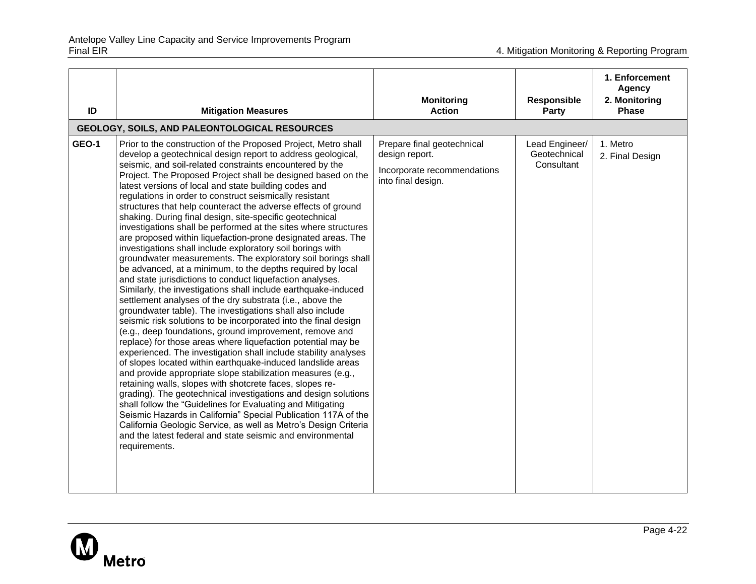| ID | Mitigation Measures | Monitoring Action | Responsible Party | 1. Enforcement Agency 2. Monitoring Phase |
|---|---|---|---|---|
| **GEOLOGY, SOILS, AND PALEONTOLOGICAL RESOURCES** | | | | |
| **GEO-1** | Prior to the construction of the Proposed Project, Metro shall develop a geotechnical design report to address geological, seismic, and soil-related constraints encountered by the Project. The Proposed Project shall be designed based on the latest versions of local and state building codes and regulations in order to construct seismically resistant structures that help counteract the adverse effects of ground shaking. During final design, site-specific geotechnical investigations shall be performed at the sites where structures are proposed within liquefaction-prone designated areas. The investigations shall include exploratory soil borings with groundwater measurements. The exploratory soil borings shall be advanced, at a minimum, to the depths required by local and state jurisdictions to conduct liquefaction analyses. Similarly, the investigations shall include earthquake-induced settlement analyses of the dry substrata (i.e., above the groundwater table). The investigations shall also include seismic risk solutions to be incorporated into the final design (e.g., deep foundations, ground improvement, remove and replace) for those areas where liquefaction potential may be experienced. The investigation shall include stability analyses of slopes located within earthquake-induced landslide areas and provide appropriate slope stabilization measures (e.g., retaining walls, slopes with shotcrete faces, slopes re-grading). The geotechnical investigations and design solutions shall follow the "Guidelines for Evaluating and Mitigating Seismic Hazards in California" Special Publication 117A of the California Geologic Service, as well as Metro's Design Criteria and the latest federal and state seismic and environmental requirements. | Prepare final geotechnical design report.<br><br>Incorporate recommendations into final design. | Lead Engineer/ Geotechnical Consultant | 1. Metro<br>2. Final Design |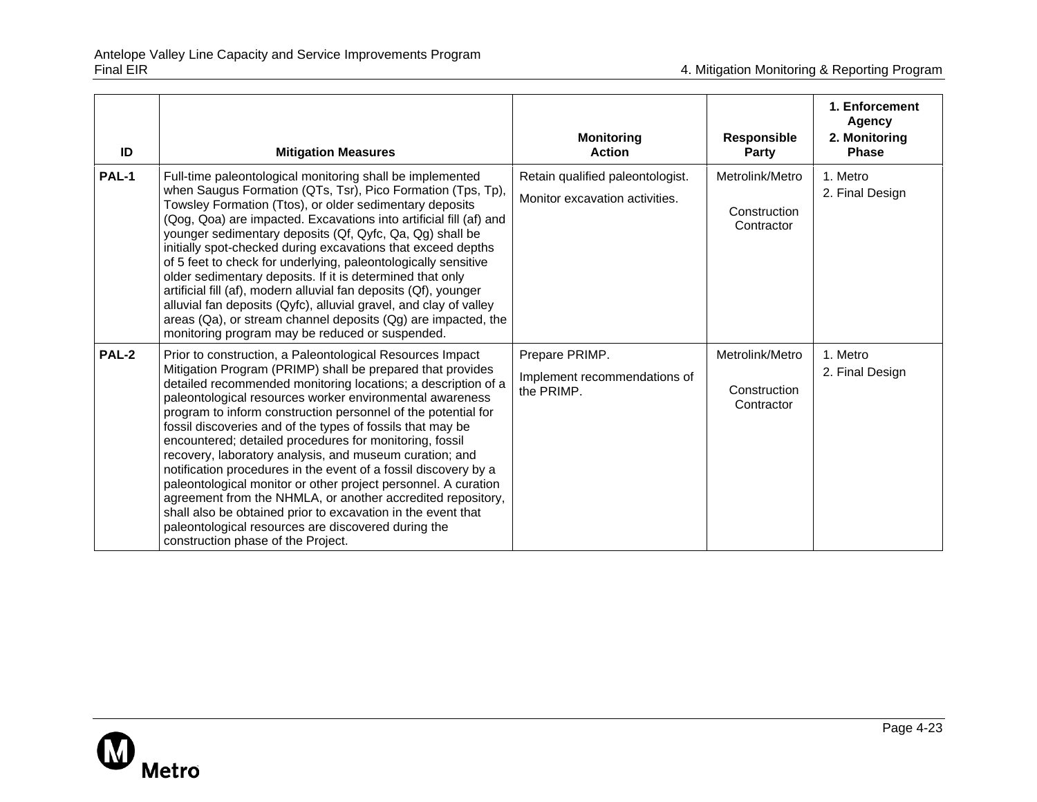| ID | Mitigation Measures | Monitoring Action | Responsible Party | 1. Enforcement Agency<br>2. Monitoring Phase |
|---|---|---|---|---|
| **PAL-1** | Full-time paleontological monitoring shall be implemented when Saugus Formation (QTs, Tsr), Pico Formation (Tps, Tp), Towsley Formation (Ttos), or older sedimentary deposits (Qog, Qoa) are impacted. Excavations into artificial fill (af) and younger sedimentary deposits (Qf, Qyfc, Qa, Qg) shall be initially spot-checked during excavations that exceed depths of 5 feet to check for underlying, paleontologically sensitive older sedimentary deposits. If it is determined that only artificial fill (af), modern alluvial fan deposits (Qf), younger alluvial fan deposits (Qyfc), alluvial gravel, and clay of valley areas (Qa), or stream channel deposits (Qg) are impacted, the monitoring program may be reduced or suspended. | Retain qualified paleontologist.<br><br>Monitor excavation activities. | Metrolink/Metro<br><br>Construction Contractor | 1. Metro<br>2. Final Design |
| **PAL-2** | Prior to construction, a Paleontological Resources Impact Mitigation Program (PRIMP) shall be prepared that provides detailed recommended monitoring locations; a description of a paleontological resources worker environmental awareness program to inform construction personnel of the potential for fossil discoveries and of the types of fossils that may be encountered; detailed procedures for monitoring, fossil recovery, laboratory analysis, and museum curation; and notification procedures in the event of a fossil discovery by a paleontological monitor or other project personnel. A curation agreement from the NHMLA, or another accredited repository, shall also be obtained prior to excavation in the event that paleontological resources are discovered during the construction phase of the Project. | Prepare PRIMP.<br><br>Implement recommendations of the PRIMP. | Metrolink/Metro<br><br>Construction Contractor | 1. Metro<br>2. Final Design |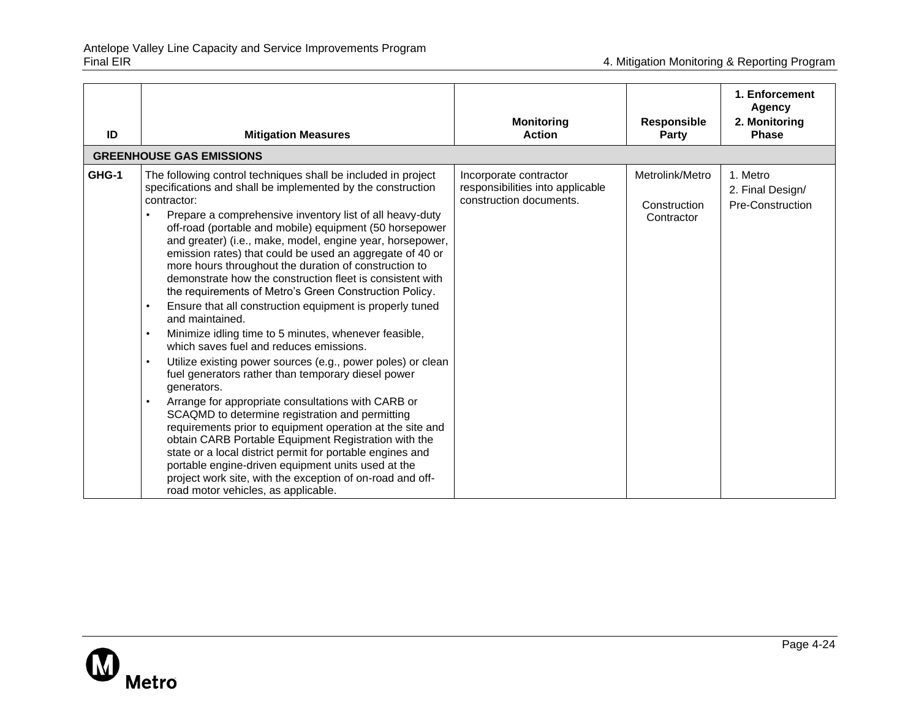| ID | Mitigation Measures | Monitoring Action | Responsible Party | 1. Enforcement Agency<br>2. Monitoring Phase |
|---|---|---|---|---|
| **GREENHOUSE GAS EMISSIONS** | | | | |
| **GHG-1** | The following control techniques shall be included in project specifications and shall be implemented by the construction contractor:<br>• Prepare a comprehensive inventory list of all heavy-duty off-road (portable and mobile) equipment (50 horsepower and greater) (i.e., make, model, engine year, horsepower, emission rates) that could be used an aggregate of 40 or more hours throughout the duration of construction to demonstrate how the construction fleet is consistent with the requirements of Metro's Green Construction Policy.<br>• Ensure that all construction equipment is properly tuned and maintained.<br>• Minimize idling time to 5 minutes, whenever feasible, which saves fuel and reduces emissions.<br>• Utilize existing power sources (e.g., power poles) or clean fuel generators rather than temporary diesel power generators.<br>• Arrange for appropriate consultations with CARB or SCAQMD to determine registration and permitting requirements prior to equipment operation at the site and obtain CARB Portable Equipment Registration with the state or a local district permit for portable engines and portable engine-driven equipment units used at the project work site, with the exception of on-road and off-road motor vehicles, as applicable. | Incorporate contractor responsibilities into applicable construction documents. | Metrolink/Metro<br><br>Construction Contractor | 1. Metro<br>2. Final Design/ Pre-Construction |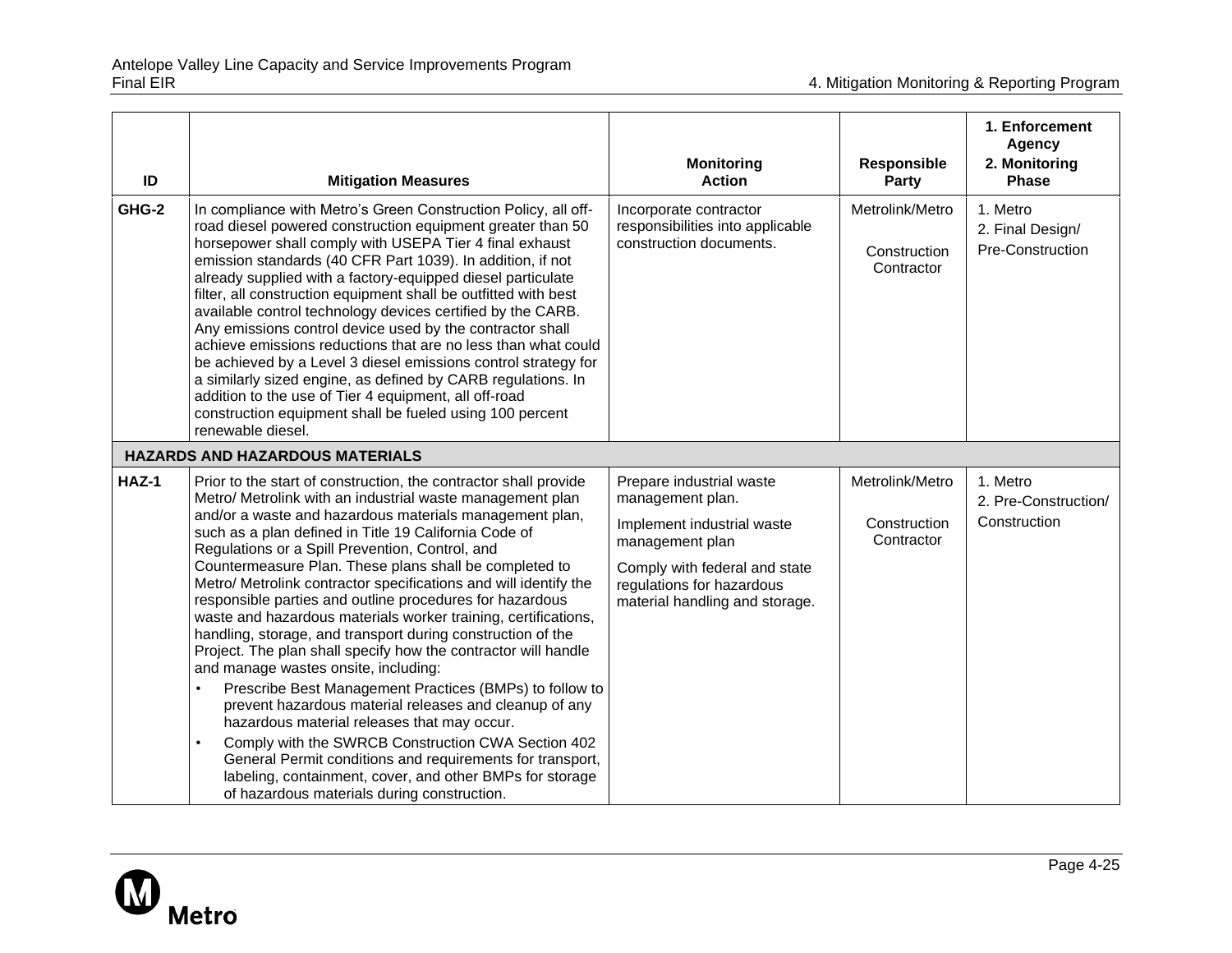| ID | Mitigation Measures | Monitoring Action | Responsible Party | 1. Enforcement Agency 2. Monitoring Phase |
|---|---|---|---|---|
| GHG-2 | In compliance with Metro's Green Construction Policy, all off-road diesel powered construction equipment greater than 50 horsepower shall comply with USEPA Tier 4 final exhaust emission standards (40 CFR Part 1039). In addition, if not already supplied with a factory-equipped diesel particulate filter, all construction equipment shall be outfitted with best available control technology devices certified by the CARB. Any emissions control device used by the contractor shall achieve emissions reductions that are no less than what could be achieved by a Level 3 diesel emissions control strategy for a similarly sized engine, as defined by CARB regulations. In addition to the use of Tier 4 equipment, all off-road construction equipment shall be fueled using 100 percent renewable diesel. | Incorporate contractor responsibilities into applicable construction documents. | Metrolink/Metro<br><br>Construction Contractor | 1. Metro<br>2. Final Design/ Pre-Construction |
| **HAZARDS AND HAZARDOUS MATERIALS** | | | | |
| HAZ-1 | Prior to the start of construction, the contractor shall provide Metro/ Metrolink with an industrial waste management plan and/or a waste and hazardous materials management plan, such as a plan defined in Title 19 California Code of Regulations or a Spill Prevention, Control, and Countermeasure Plan. These plans shall be completed to Metro/ Metrolink contractor specifications and will identify the responsible parties and outline procedures for hazardous waste and hazardous materials worker training, certifications, handling, storage, and transport during construction of the Project. The plan shall specify how the contractor will handle and manage wastes onsite, including:<br>• Prescribe Best Management Practices (BMPs) to follow to prevent hazardous material releases and cleanup of any hazardous material releases that may occur.<br>• Comply with the SWRCB Construction CWA Section 402 General Permit conditions and requirements for transport, labeling, containment, cover, and other BMPs for storage of hazardous materials during construction. | Prepare industrial waste management plan.<br><br>Implement industrial waste management plan<br><br>Comply with federal and state regulations for hazardous material handling and storage. | Metrolink/Metro<br><br>Construction Contractor | 1. Metro<br>2. Pre-Construction/ Construction |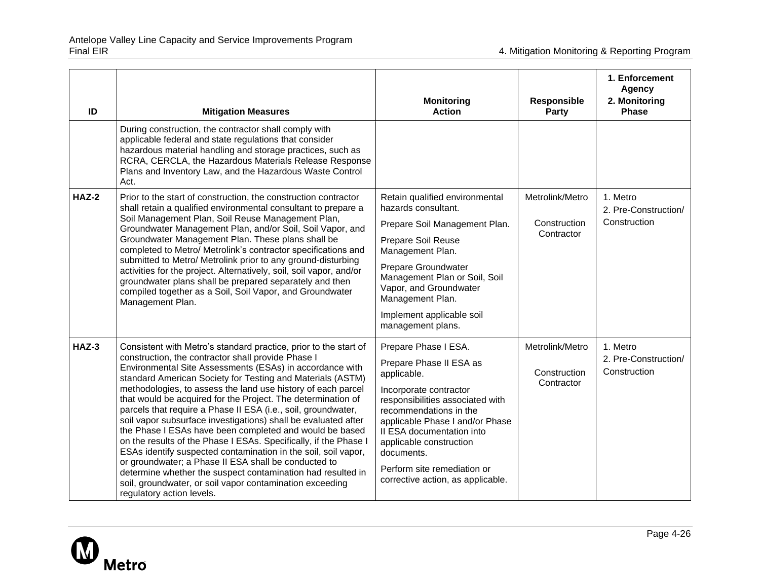| ID | Mitigation Measures | Monitoring Action | Responsible Party | 1. Enforcement Agency 2. Monitoring Phase |
|---|---|---|---|---|
| | During construction, the contractor shall comply with applicable federal and state regulations that consider hazardous material handling and storage practices, such as RCRA, CERCLA, the Hazardous Materials Release Response Plans and Inventory Law, and the Hazardous Waste Control Act. | | | |
| **HAZ-2** | Prior to the start of construction, the construction contractor shall retain a qualified environmental consultant to prepare a Soil Management Plan, Soil Reuse Management Plan, Groundwater Management Plan, and/or Soil, Soil Vapor, and Groundwater Management Plan. These plans shall be completed to Metro/ Metrolink's contractor specifications and submitted to Metro/ Metrolink prior to any ground-disturbing activities for the project. Alternatively, soil, soil vapor, and/or groundwater plans shall be prepared separately and then compiled together as a Soil, Soil Vapor, and Groundwater Management Plan. | Retain qualified environmental hazards consultant.<br>Prepare Soil Management Plan.<br>Prepare Soil Reuse Management Plan.<br>Prepare Groundwater Management Plan or Soil, Soil Vapor, and Groundwater Management Plan.<br>Implement applicable soil management plans. | Metrolink/Metro<br>Construction Contractor | 1. Metro<br>2. Pre-Construction/ Construction |
| **HAZ-3** | Consistent with Metro's standard practice, prior to the start of construction, the contractor shall provide Phase I Environmental Site Assessments (ESAs) in accordance with standard American Society for Testing and Materials (ASTM) methodologies, to assess the land use history of each parcel that would be acquired for the Project. The determination of parcels that require a Phase II ESA (i.e., soil, groundwater, soil vapor subsurface investigations) shall be evaluated after the Phase I ESAs have been completed and would be based on the results of the Phase I ESAs. Specifically, if the Phase I ESAs identify suspected contamination in the soil, soil vapor, or groundwater; a Phase II ESA shall be conducted to determine whether the suspect contamination had resulted in soil, groundwater, or soil vapor contamination exceeding regulatory action levels. | Prepare Phase I ESA.<br>Prepare Phase II ESA as applicable.<br>Incorporate contractor responsibilities associated with recommendations in the applicable Phase I and/or Phase II ESA documentation into applicable construction documents.<br>Perform site remediation or corrective action, as applicable. | Metrolink/Metro<br>Construction Contractor | 1. Metro<br>2. Pre-Construction/ Construction |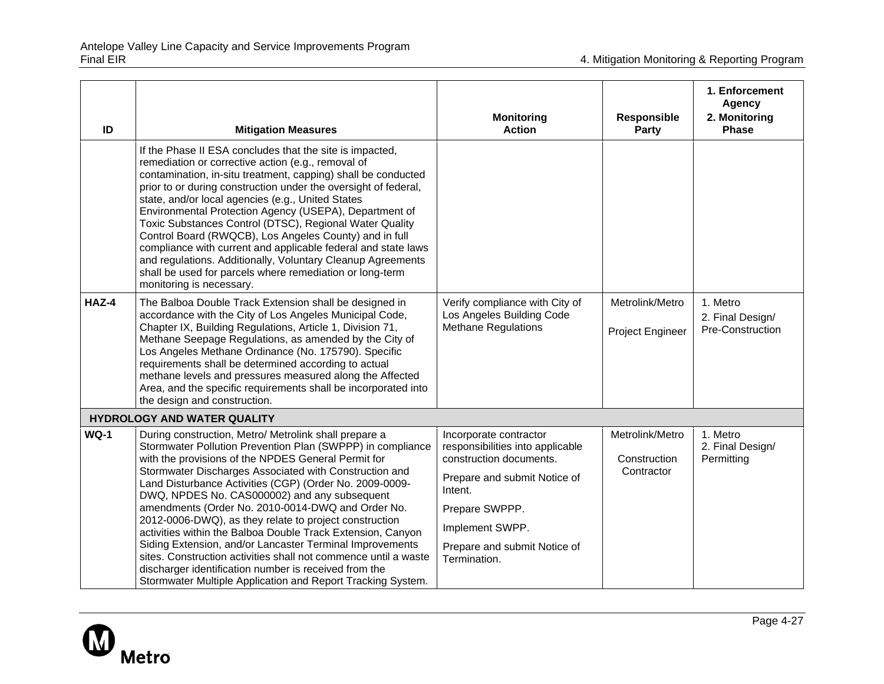| ID | Mitigation Measures | Monitoring Action | Responsible Party | 1. Enforcement Agency 2. Monitoring Phase |
|---|---|---|---|---|
| | If the Phase II ESA concludes that the site is impacted, remediation or corrective action (e.g., removal of contamination, in-situ treatment, capping) shall be conducted prior to or during construction under the oversight of federal, state, and/or local agencies (e.g., United States Environmental Protection Agency (USEPA), Department of Toxic Substances Control (DTSC), Regional Water Quality Control Board (RWQCB), Los Angeles County) and in full compliance with current and applicable federal and state laws and regulations. Additionally, Voluntary Cleanup Agreements shall be used for parcels where remediation or long-term monitoring is necessary. | | | |
| **HAZ-4** | The Balboa Double Track Extension shall be designed in accordance with the City of Los Angeles Municipal Code, Chapter IX, Building Regulations, Article 1, Division 71, Methane Seepage Regulations, as amended by the City of Los Angeles Methane Ordinance (No. 175790). Specific requirements shall be determined according to actual methane levels and pressures measured along the Affected Area, and the specific requirements shall be incorporated into the design and construction. | Verify compliance with City of Los Angeles Building Code Methane Regulations | Metrolink/Metro<br>Project Engineer | 1. Metro<br>2. Final Design/ Pre-Construction |
| **HYDROLOGY AND WATER QUALITY** | | | | |
| **WQ-1** | During construction, Metro/ Metrolink shall prepare a Stormwater Pollution Prevention Plan (SWPPP) in compliance with the provisions of the NPDES General Permit for Stormwater Discharges Associated with Construction and Land Disturbance Activities (CGP) (Order No. 2009-0009-DWQ, NPDES No. CAS000002) and any subsequent amendments (Order No. 2010-0014-DWQ and Order No. 2012-0006-DWQ), as they relate to project construction activities within the Balboa Double Track Extension, Canyon Siding Extension, and/or Lancaster Terminal Improvements sites. Construction activities shall not commence until a waste discharger identification number is received from the Stormwater Multiple Application and Report Tracking System. | Incorporate contractor responsibilities into applicable construction documents.<br>Prepare and submit Notice of Intent.<br>Prepare SWPPP.<br>Implement SWPP.<br>Prepare and submit Notice of Termination. | Metrolink/Metro<br>Construction Contractor | 1. Metro<br>2. Final Design/ Permitting |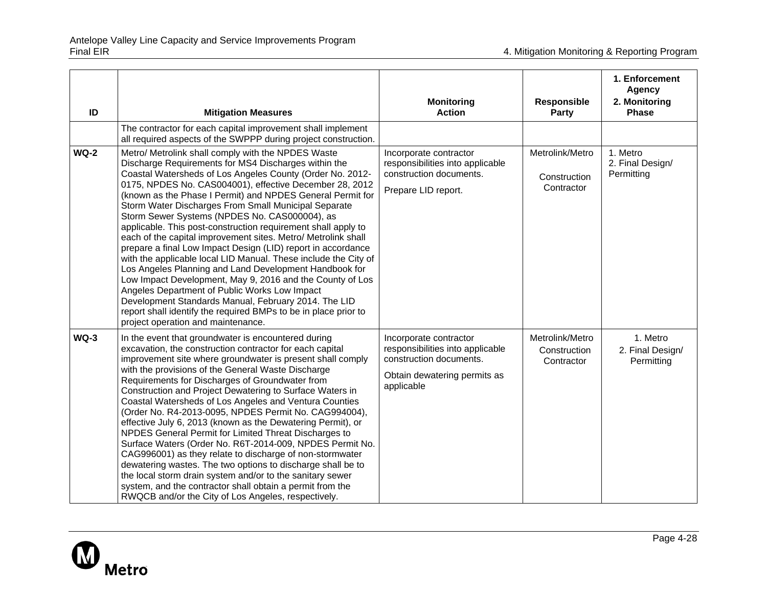| ID | Mitigation Measures | Monitoring Action | Responsible Party | 1. Enforcement Agency 2. Monitoring Phase |
|---|---|---|---|---|
| | The contractor for each capital improvement shall implement all required aspects of the SWPPP during project construction. | | | |
| **WQ-2** | Metro/ Metrolink shall comply with the NPDES Waste Discharge Requirements for MS4 Discharges within the Coastal Watersheds of Los Angeles County (Order No. 2012-0175, NPDES No. CAS004001), effective December 28, 2012 (known as the Phase I Permit) and NPDES General Permit for Storm Water Discharges From Small Municipal Separate Storm Sewer Systems (NPDES No. CAS000004), as applicable. This post-construction requirement shall apply to each of the capital improvement sites. Metro/ Metrolink shall prepare a final Low Impact Design (LID) report in accordance with the applicable local LID Manual. These include the City of Los Angeles Planning and Land Development Handbook for Low Impact Development, May 9, 2016 and the County of Los Angeles Department of Public Works Low Impact Development Standards Manual, February 2014. The LID report shall identify the required BMPs to be in place prior to project operation and maintenance. | Incorporate contractor responsibilities into applicable construction documents.<br><br>Prepare LID report. | Metrolink/Metro<br><br>Construction Contractor | 1. Metro<br>2. Final Design/ Permitting |
| **WQ-3** | In the event that groundwater is encountered during excavation, the construction contractor for each capital improvement site where groundwater is present shall comply with the provisions of the General Waste Discharge Requirements for Discharges of Groundwater from Construction and Project Dewatering to Surface Waters in Coastal Watersheds of Los Angeles and Ventura Counties (Order No. R4-2013-0095, NPDES Permit No. CAG994004), effective July 6, 2013 (known as the Dewatering Permit), or NPDES General Permit for Limited Threat Discharges to Surface Waters (Order No. R6T-2014-009, NPDES Permit No. CAG996001) as they relate to discharge of non-stormwater dewatering wastes. The two options to discharge shall be to the local storm drain system and/or to the sanitary sewer system, and the contractor shall obtain a permit from the RWQCB and/or the City of Los Angeles, respectively. | Incorporate contractor responsibilities into applicable construction documents.<br><br>Obtain dewatering permits as applicable | Metrolink/Metro Construction Contractor | 1. Metro<br>2. Final Design/ Permitting |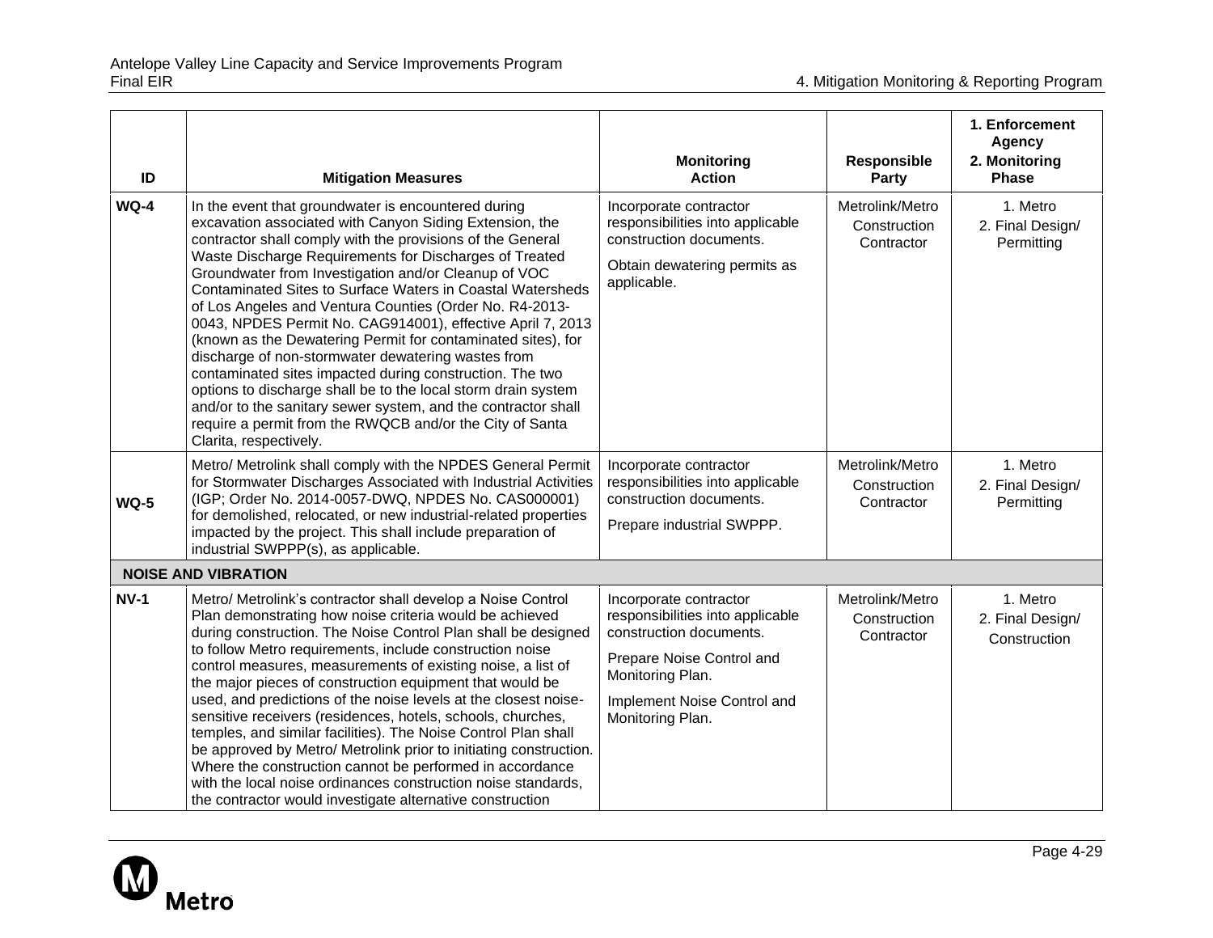| ID | Mitigation Measures | Monitoring Action | Responsible Party | 1. Enforcement Agency 2. Monitoring Phase |
|---|---|---|---|---|
| **WQ-4** | In the event that groundwater is encountered during excavation associated with Canyon Siding Extension, the contractor shall comply with the provisions of the General Waste Discharge Requirements for Discharges of Treated Groundwater from Investigation and/or Cleanup of VOC Contaminated Sites to Surface Waters in Coastal Watersheds of Los Angeles and Ventura Counties (Order No. R4-2013-0043, NPDES Permit No. CAG914001), effective April 7, 2013 (known as the Dewatering Permit for contaminated sites), for discharge of non-stormwater dewatering wastes from contaminated sites impacted during construction. The two options to discharge shall be to the local storm drain system and/or to the sanitary sewer system, and the contractor shall require a permit from the RWQCB and/or the City of Santa Clarita, respectively. | Incorporate contractor responsibilities into applicable construction documents.<br><br>Obtain dewatering permits as applicable. | Metrolink/Metro Construction Contractor | 1. Metro<br>2. Final Design/ Permitting |
| **WQ-5** | Metro/ Metrolink shall comply with the NPDES General Permit for Stormwater Discharges Associated with Industrial Activities (IGP; Order No. 2014-0057-DWQ, NPDES No. CAS000001) for demolished, relocated, or new industrial-related properties impacted by the project. This shall include preparation of industrial SWPPP(s), as applicable. | Incorporate contractor responsibilities into applicable construction documents.<br><br>Prepare industrial SWPPP. | Metrolink/Metro Construction Contractor | 1. Metro<br>2. Final Design/ Permitting |
| **NOISE AND VIBRATION** | | | | |
| **NV-1** | Metro/ Metrolink's contractor shall develop a Noise Control Plan demonstrating how noise criteria would be achieved during construction. The Noise Control Plan shall be designed to follow Metro requirements, include construction noise control measures, measurements of existing noise, a list of the major pieces of construction equipment that would be used, and predictions of the noise levels at the closest noise-sensitive receivers (residences, hotels, schools, churches, temples, and similar facilities). The Noise Control Plan shall be approved by Metro/ Metrolink prior to initiating construction. Where the construction cannot be performed in accordance with the local noise ordinances construction noise standards, the contractor would investigate alternative construction | Incorporate contractor responsibilities into applicable construction documents.<br><br>Prepare Noise Control and Monitoring Plan.<br><br>Implement Noise Control and Monitoring Plan. | Metrolink/Metro Construction Contractor | 1. Metro<br>2. Final Design/ Construction |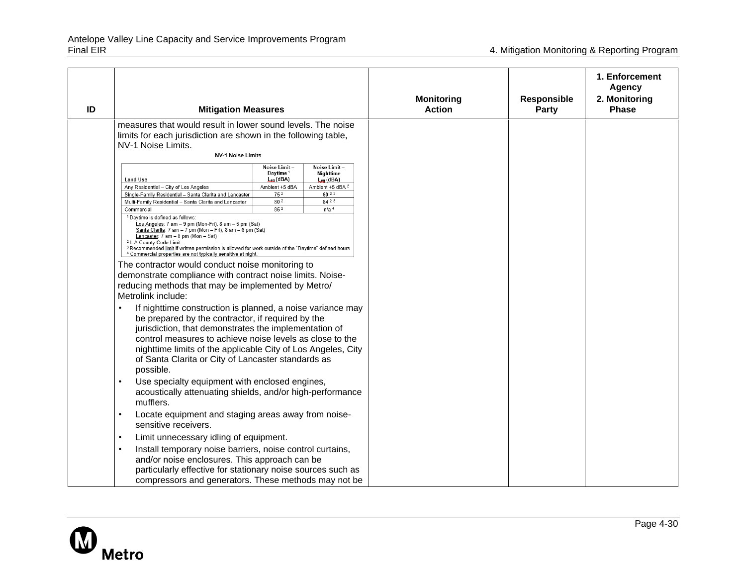| ID | Mitigation Measures | Monitoring Action | Responsible Party | 1. Enforcement Agency 2. Monitoring Phase |
|---|---|---|---|---|
| | measures that would result in lower sound levels. The noise limits for each jurisdiction are shown in the following table, NV-1 Noise Limits. | | | |

**NV-1 Noise Limits**

| Land Use | Noise Limit – Daytime [1] $L_{eq}$ (dBA) | Noise Limit – Nighttime $L_{eq}$ (dBA) |
|---|---|---|
| Any Residential – City of Los Angeles | Ambient +5 dBA | Ambient +5 dBA [2] |
| Single-Family Residential – Santa Clarita and Lancaster | 75 [2] | 60 [2, 3] |
| Multi-Family Residential – Santa Clarita and Lancaster | 80 [2] | 64 [2, 3] |
| Commercial | 85 [2] | n/a [4] |

[1] Daytime is defined as follows:
Los Angeles: 7 am – 9 pm (Mon-Fri), 8 am – 6 pm (Sat)
Santa Clarita: 7 am – 7 pm (Mon – Fri), 8 am – 6 pm (Sat)
Lancaster: 7 am – 8 pm (Mon – Sat)
[2] LA County Code Limit
[3] Recommended limit if written permission is allowed for work outside of the "Daytime" defined hours
[4] Commercial properties are not typically sensitive at night.

The contractor would conduct noise monitoring to demonstrate compliance with contract noise limits. Noise-reducing methods that may be implemented by Metro/Metrolink include:

- If nighttime construction is planned, a noise variance may be prepared by the contractor, if required by the jurisdiction, that demonstrates the implementation of control measures to achieve noise levels as close to the nighttime limits of the applicable City of Los Angeles, City of Santa Clarita or City of Lancaster standards as possible.
- Use specialty equipment with enclosed engines, acoustically attenuating shields, and/or high-performance mufflers.
- Locate equipment and staging areas away from noise-sensitive receivers.
- Limit unnecessary idling of equipment.
- Install temporary noise barriers, noise control curtains, and/or noise enclosures. This approach can be particularly effective for stationary noise sources such as compressors and generators. These methods may not be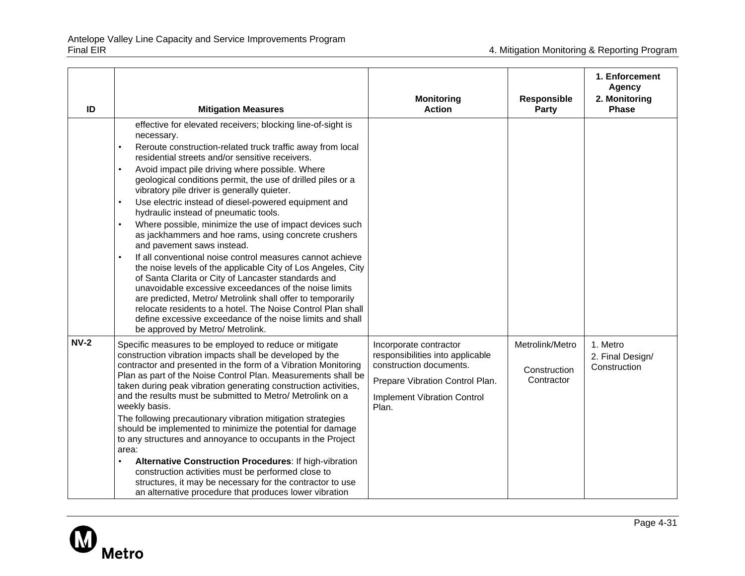| ID | Mitigation Measures | Monitoring Action | Responsible Party | 1. Enforcement Agency<br>2. Monitoring Phase |
|---|---|---|---|---|
| | effective for elevated receivers; blocking line-of-sight is necessary.<br>• Reroute construction-related truck traffic away from local residential streets and/or sensitive receivers.<br>• Avoid impact pile driving where possible. Where geological conditions permit, the use of drilled piles or a vibratory pile driver is generally quieter.<br>• Use electric instead of diesel-powered equipment and hydraulic instead of pneumatic tools.<br>• Where possible, minimize the use of impact devices such as jackhammers and hoe rams, using concrete crushers and pavement saws instead.<br>• If all conventional noise control measures cannot achieve the noise levels of the applicable City of Los Angeles, City of Santa Clarita or City of Lancaster standards and unavoidable excessive exceedances of the noise limits are predicted, Metro/ Metrolink shall offer to temporarily relocate residents to a hotel. The Noise Control Plan shall define excessive exceedance of the noise limits and shall be approved by Metro/ Metrolink. | | | |
| **NV-2** | Specific measures to be employed to reduce or mitigate construction vibration impacts shall be developed by the contractor and presented in the form of a Vibration Monitoring Plan as part of the Noise Control Plan. Measurements shall be taken during peak vibration generating construction activities, and the results must be submitted to Metro/ Metrolink on a weekly basis.<br>The following precautionary vibration mitigation strategies should be implemented to minimize the potential for damage to any structures and annoyance to occupants in the Project area:<br>• **Alternative Construction Procedures**: If high-vibration construction activities must be performed close to structures, it may be necessary for the contractor to use an alternative procedure that produces lower vibration | Incorporate contractor responsibilities into applicable construction documents.<br>Prepare Vibration Control Plan.<br>Implement Vibration Control Plan. | Metrolink/Metro<br>Construction Contractor | 1. Metro<br>2. Final Design/ Construction |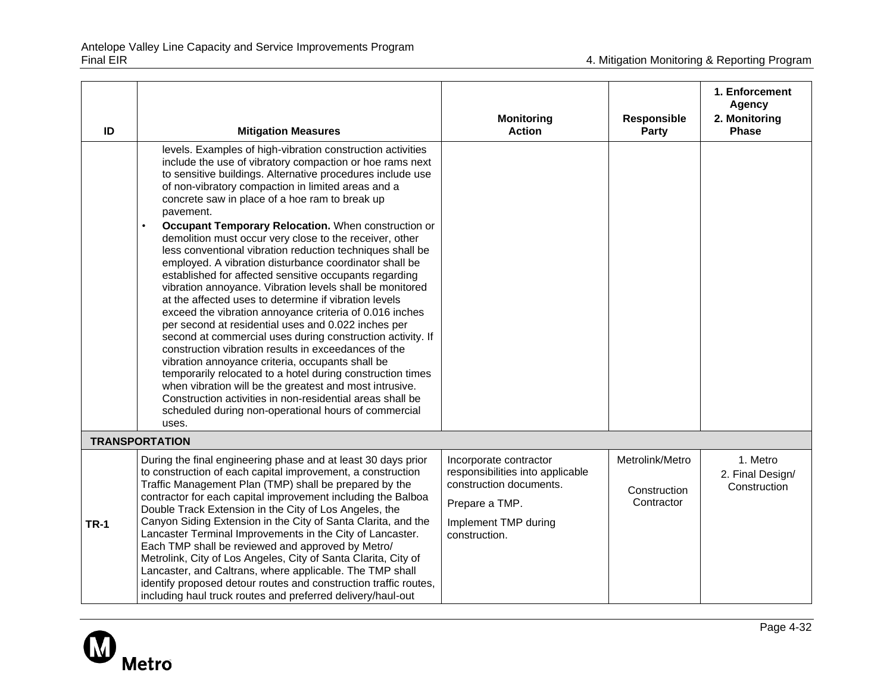| ID | Mitigation Measures | Monitoring Action | Responsible Party | 1. Enforcement Agency 2. Monitoring Phase |
|---|---|---|---|---|
| | levels. Examples of high-vibration construction activities include the use of vibratory compaction or hoe rams next to sensitive buildings. Alternative procedures include use of non-vibratory compaction in limited areas and a concrete saw in place of a hoe ram to break up pavement.<br>• **Occupant Temporary Relocation.** When construction or demolition must occur very close to the receiver, other less conventional vibration reduction techniques shall be employed. A vibration disturbance coordinator shall be established for affected sensitive occupants regarding vibration annoyance. Vibration levels shall be monitored at the affected uses to determine if vibration levels exceed the vibration annoyance criteria of 0.016 inches per second at residential uses and 0.022 inches per second at commercial uses during construction activity. If construction vibration results in exceedances of the vibration annoyance criteria, occupants shall be temporarily relocated to a hotel during construction times when vibration will be the greatest and most intrusive. Construction activities in non-residential areas shall be scheduled during non-operational hours of commercial uses. | | | |
| **TRANSPORTATION** | | | | |
| **TR-1** | During the final engineering phase and at least 30 days prior to construction of each capital improvement, a construction Traffic Management Plan (TMP) shall be prepared by the contractor for each capital improvement including the Balboa Double Track Extension in the City of Los Angeles, the Canyon Siding Extension in the City of Santa Clarita, and the Lancaster Terminal Improvements in the City of Lancaster. Each TMP shall be reviewed and approved by Metro/ Metrolink, City of Los Angeles, City of Santa Clarita, City of Lancaster, and Caltrans, where applicable. The TMP shall identify proposed detour routes and construction traffic routes, including haul truck routes and preferred delivery/haul-out | Incorporate contractor responsibilities into applicable construction documents.<br>Prepare a TMP.<br>Implement TMP during construction. | Metrolink/Metro<br>Construction Contractor | 1. Metro<br>2. Final Design/ Construction |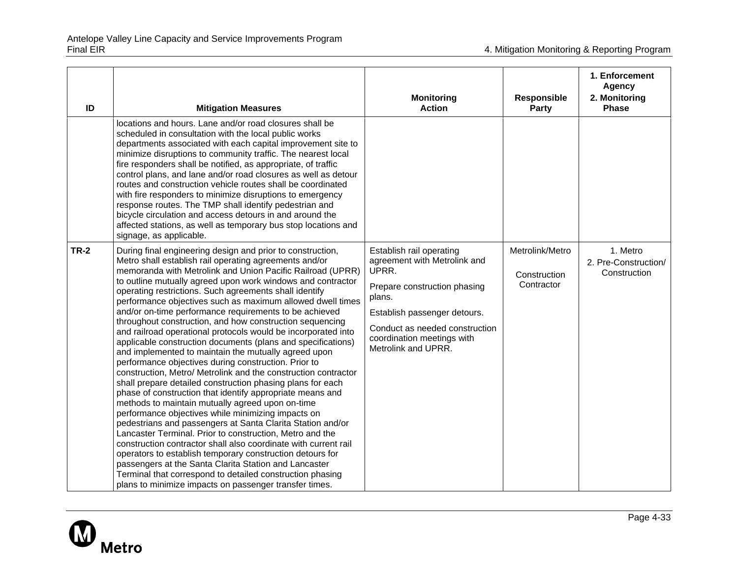| ID | Mitigation Measures | Monitoring Action | Responsible Party | 1. Enforcement Agency 2. Monitoring Phase |
|---|---|---|---|---|
| | locations and hours. Lane and/or road closures shall be scheduled in consultation with the local public works departments associated with each capital improvement site to minimize disruptions to community traffic. The nearest local fire responders shall be notified, as appropriate, of traffic control plans, and lane and/or road closures as well as detour routes and construction vehicle routes shall be coordinated with fire responders to minimize disruptions to emergency response routes. The TMP shall identify pedestrian and bicycle circulation and access detours in and around the affected stations, as well as temporary bus stop locations and signage, as applicable. | | | |
| **TR-2** | During final engineering design and prior to construction, Metro shall establish rail operating agreements and/or memoranda with Metrolink and Union Pacific Railroad (UPRR) to outline mutually agreed upon work windows and contractor operating restrictions. Such agreements shall identify performance objectives such as maximum allowed dwell times and/or on-time performance requirements to be achieved throughout construction, and how construction sequencing and railroad operational protocols would be incorporated into applicable construction documents (plans and specifications) and implemented to maintain the mutually agreed upon performance objectives during construction. Prior to construction, Metro/ Metrolink and the construction contractor shall prepare detailed construction phasing plans for each phase of construction that identify appropriate means and methods to maintain mutually agreed upon on-time performance objectives while minimizing impacts on pedestrians and passengers at Santa Clarita Station and/or Lancaster Terminal. Prior to construction, Metro and the construction contractor shall also coordinate with current rail operators to establish temporary construction detours for passengers at the Santa Clarita Station and Lancaster Terminal that correspond to detailed construction phasing plans to minimize impacts on passenger transfer times. | Establish rail operating agreement with Metrolink and UPRR.<br><br>Prepare construction phasing plans.<br><br>Establish passenger detours.<br><br>Conduct as needed construction coordination meetings with Metrolink and UPRR. | Metrolink/Metro<br><br>Construction Contractor | 1. Metro<br>2. Pre-Construction/ Construction |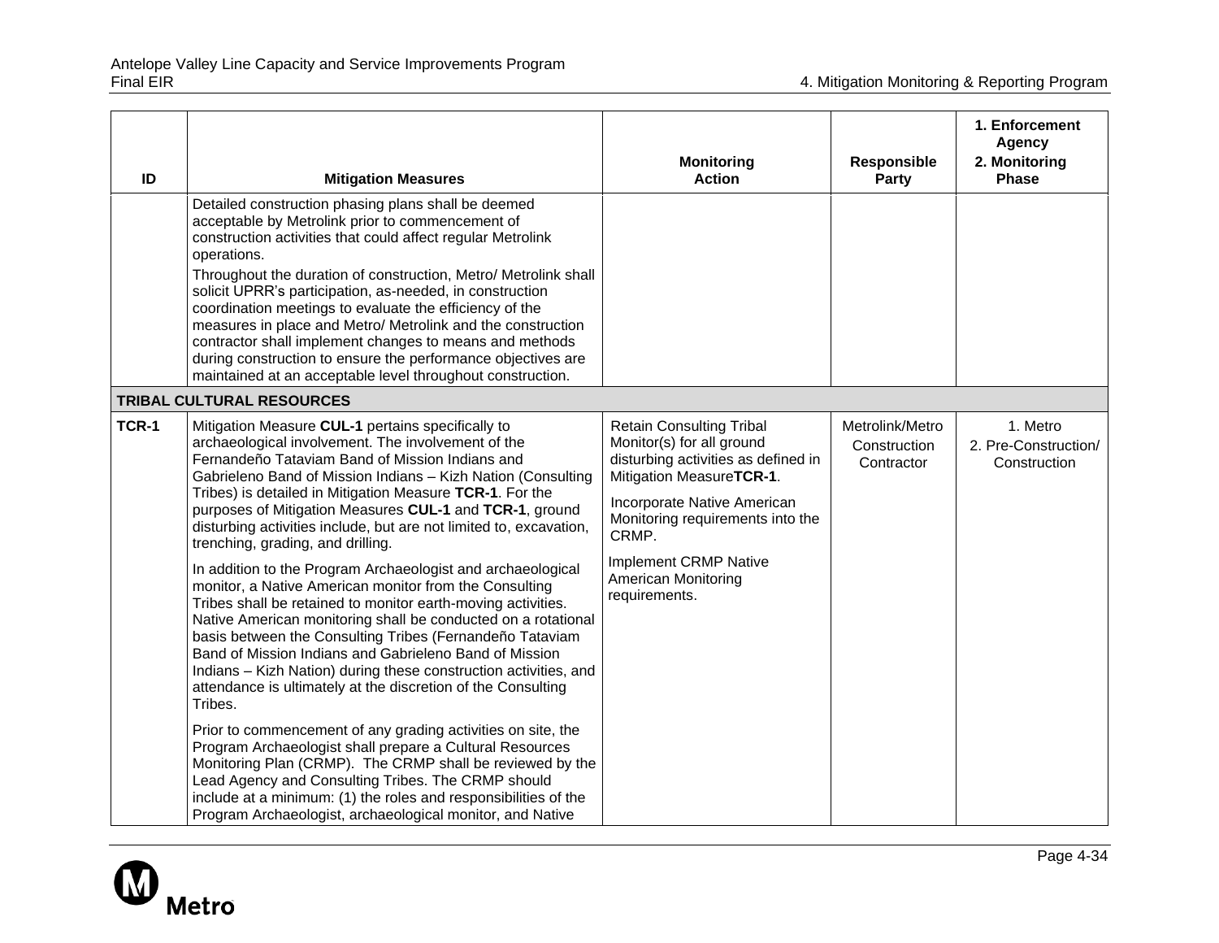| ID | Mitigation Measures | Monitoring Action | Responsible Party | 1. Enforcement Agency 2. Monitoring Phase |
|---|---|---|---|---|
| | Detailed construction phasing plans shall be deemed acceptable by Metrolink prior to commencement of construction activities that could affect regular Metrolink operations.<br><br>Throughout the duration of construction, Metro/ Metrolink shall solicit UPRR's participation, as-needed, in construction coordination meetings to evaluate the efficiency of the measures in place and Metro/ Metrolink and the construction contractor shall implement changes to means and methods during construction to ensure the performance objectives are maintained at an acceptable level throughout construction. | | | |
| **TRIBAL CULTURAL RESOURCES** | | | | |
| **TCR-1** | Mitigation Measure **CUL-1** pertains specifically to archaeological involvement. The involvement of the Fernandeño Tataviam Band of Mission Indians and Gabrieleno Band of Mission Indians – Kizh Nation (Consulting Tribes) is detailed in Mitigation Measure **TCR-1**. For the purposes of Mitigation Measures **CUL-1** and **TCR-1**, ground disturbing activities include, but are not limited to, excavation, trenching, grading, and drilling.<br><br>In addition to the Program Archaeologist and archaeological monitor, a Native American monitor from the Consulting Tribes shall be retained to monitor earth-moving activities. Native American monitoring shall be conducted on a rotational basis between the Consulting Tribes (Fernandeño Tataviam Band of Mission Indians and Gabrieleno Band of Mission Indians – Kizh Nation) during these construction activities, and attendance is ultimately at the discretion of the Consulting Tribes.<br><br>Prior to commencement of any grading activities on site, the Program Archaeologist shall prepare a Cultural Resources Monitoring Plan (CRMP). The CRMP shall be reviewed by the Lead Agency and Consulting Tribes. The CRMP should include at a minimum: (1) the roles and responsibilities of the Program Archaeologist, archaeological monitor, and Native | Retain Consulting Tribal Monitor(s) for all ground disturbing activities as defined in Mitigation Measure**TCR-1**.<br><br>Incorporate Native American Monitoring requirements into the CRMP.<br><br>Implement CRMP Native American Monitoring requirements. | Metrolink/Metro Construction Contractor | 1. Metro<br>2. Pre-Construction/ Construction |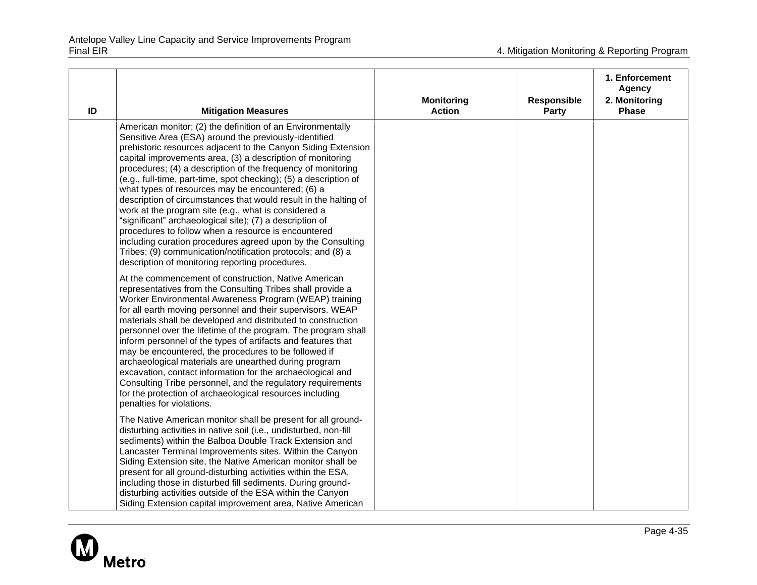| ID | Mitigation Measures | Monitoring Action | Responsible Party | 1. Enforcement Agency 2. Monitoring Phase |
|---|---|---|---|---|
| | American monitor; (2) the definition of an Environmentally Sensitive Area (ESA) around the previously-identified prehistoric resources adjacent to the Canyon Siding Extension capital improvements area, (3) a description of monitoring procedures; (4) a description of the frequency of monitoring (e.g., full-time, part-time, spot checking); (5) a description of what types of resources may be encountered; (6) a description of circumstances that would result in the halting of work at the program site (e.g., what is considered a "significant" archaeological site); (7) a description of procedures to follow when a resource is encountered including curation procedures agreed upon by the Consulting Tribes; (9) communication/notification protocols; and (8) a description of monitoring reporting procedures.<br><br>At the commencement of construction, Native American representatives from the Consulting Tribes shall provide a Worker Environmental Awareness Program (WEAP) training for all earth moving personnel and their supervisors. WEAP materials shall be developed and distributed to construction personnel over the lifetime of the program. The program shall inform personnel of the types of artifacts and features that may be encountered, the procedures to be followed if archaeological materials are unearthed during program excavation, contact information for the archaeological and Consulting Tribe personnel, and the regulatory requirements for the protection of archaeological resources including penalties for violations.<br><br>The Native American monitor shall be present for all ground-disturbing activities in native soil (i.e., undisturbed, non-fill sediments) within the Balboa Double Track Extension and Lancaster Terminal Improvements sites. Within the Canyon Siding Extension site, the Native American monitor shall be present for all ground-disturbing activities within the ESA, including those in disturbed fill sediments. During ground-disturbing activities outside of the ESA within the Canyon Siding Extension capital improvement area, Native American | | | |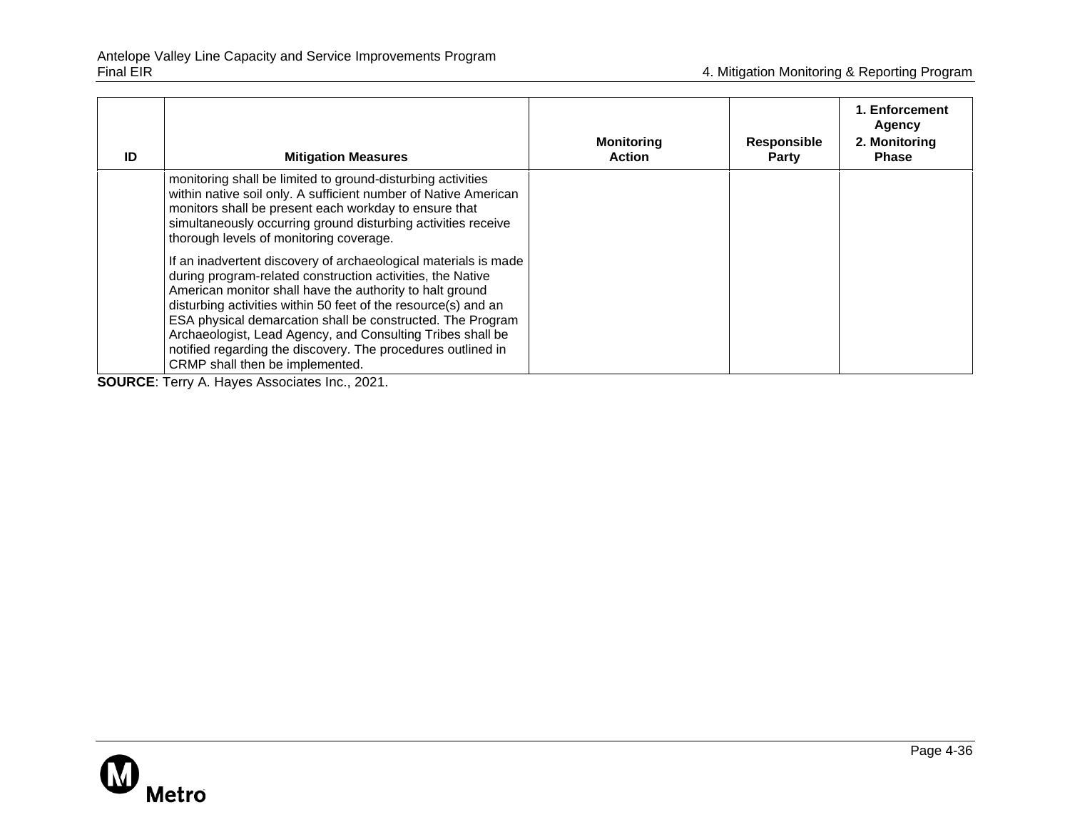| ID | Mitigation Measures | Monitoring Action | Responsible Party | 1. Enforcement Agency<br>2. Monitoring Phase |
|---|---|---|---|---|
| | monitoring shall be limited to ground-disturbing activities within native soil only. A sufficient number of Native American monitors shall be present each workday to ensure that simultaneously occurring ground disturbing activities receive thorough levels of monitoring coverage.<br><br>If an inadvertent discovery of archaeological materials is made during program-related construction activities, the Native American monitor shall have the authority to halt ground disturbing activities within 50 feet of the resource(s) and an ESA physical demarcation shall be constructed. The Program Archaeologist, Lead Agency, and Consulting Tribes shall be notified regarding the discovery. The procedures outlined in CRMP shall then be implemented. | | | |

**SOURCE**: Terry A. Hayes Associates Inc., 2021.